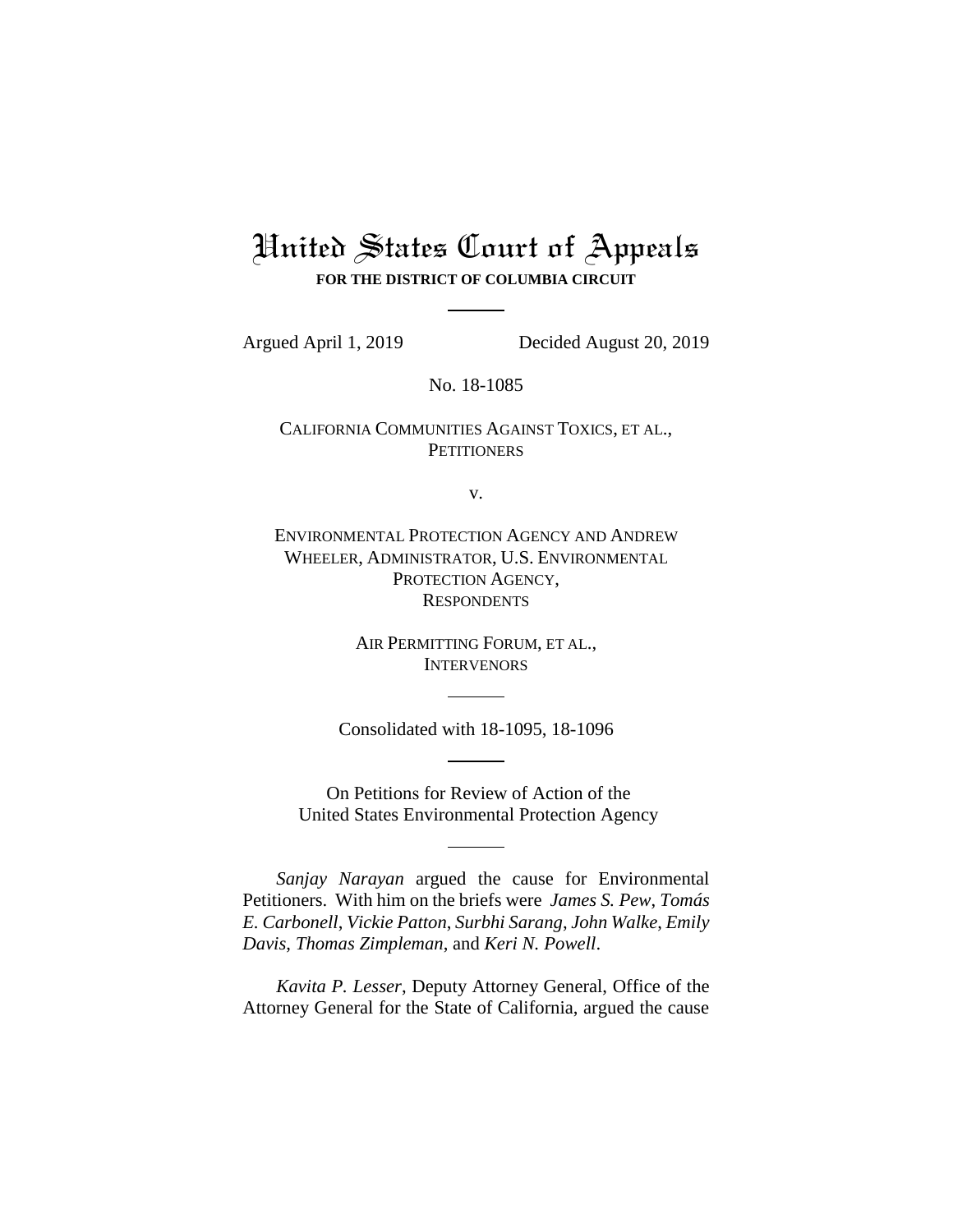# United States Court of Appeals

**FOR THE DISTRICT OF COLUMBIA CIRCUIT**

Argued April 1, 2019 Decided August 20, 2019

No. 18-1085

CALIFORNIA COMMUNITIES AGAINST TOXICS, ET AL.,
PETITIONERS

v.

ENVIRONMENTAL PROTECTION AGENCY AND ANDREW WHEELER, ADMINISTRATOR, U.S. ENVIRONMENTAL PROTECTION AGENCY,
RESPONDENTS

AIR PERMITTING FORUM, ET AL.,
INTERVENORS

Consolidated with 18-1095, 18-1096

On Petitions for Review of Action of the
United States Environmental Protection Agency

*Sanjay Narayan* argued the cause for Environmental Petitioners. With him on the briefs were *James S. Pew*, *Tomás E. Carbonell*, *Vickie Patton*, *Surbhi Sarang*, *John Walke*, *Emily Davis*, *Thomas Zimpleman*, and *Keri N. Powell*.

*Kavita P. Lesser*, Deputy Attorney General, Office of the Attorney General for the State of California, argued the cause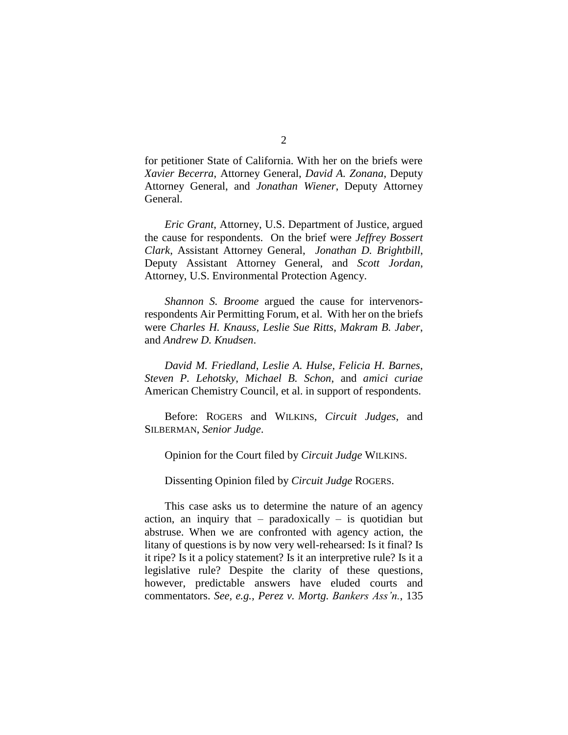for petitioner State of California. With her on the briefs were *Xavier Becerra*, Attorney General, *David A. Zonana*, Deputy Attorney General, and *Jonathan Wiener*, Deputy Attorney General.

*Eric Grant*, Attorney, U.S. Department of Justice, argued the cause for respondents. On the brief were *Jeffrey Bossert Clark*, Assistant Attorney General, *Jonathan D. Brightbill*, Deputy Assistant Attorney General, and *Scott Jordan*, Attorney, U.S. Environmental Protection Agency.

*Shannon S. Broome* argued the cause for intervenors-respondents Air Permitting Forum, et al. With her on the briefs were *Charles H. Knauss*, *Leslie Sue Ritts*, *Makram B. Jaber*, and *Andrew D. Knudsen*.

*David M. Friedland*, *Leslie A. Hulse*, *Felicia H. Barnes*, *Steven P. Lehotsky*, *Michael B. Schon*, and *amici curiae* American Chemistry Council, et al. in support of respondents.

Before: ROGERS and WILKINS, *Circuit Judges*, and SILBERMAN, *Senior Judge*.

Opinion for the Court filed by *Circuit Judge* WILKINS.

Dissenting Opinion filed by *Circuit Judge* ROGERS.

This case asks us to determine the nature of an agency action, an inquiry that – paradoxically – is quotidian but abstruse. When we are confronted with agency action, the litany of questions is by now very well-rehearsed: Is it final? Is it ripe? Is it a policy statement? Is it an interpretive rule? Is it a legislative rule? Despite the clarity of these questions, however, predictable answers have eluded courts and commentators. *See, e.g.*, *Perez v. Mortg. Bankers Ass'n.*, 135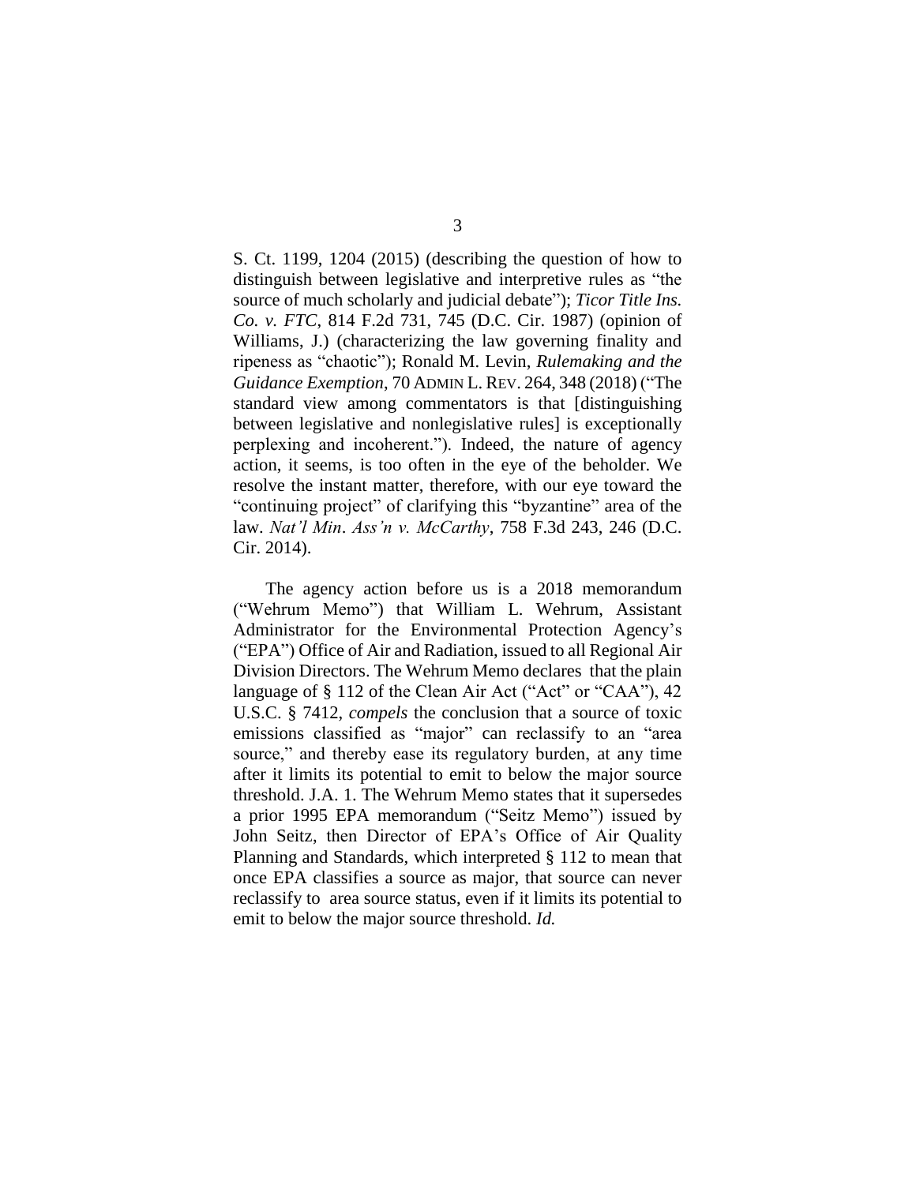S. Ct. 1199, 1204 (2015) (describing the question of how to distinguish between legislative and interpretive rules as "the source of much scholarly and judicial debate"); *Ticor Title Ins. Co. v. FTC*, 814 F.2d 731, 745 (D.C. Cir. 1987) (opinion of Williams, J.) (characterizing the law governing finality and ripeness as "chaotic"); Ronald M. Levin, *Rulemaking and the Guidance Exemption*, 70 ADMIN L. REV. 264, 348 (2018) ("The standard view among commentators is that [distinguishing between legislative and nonlegislative rules] is exceptionally perplexing and incoherent."). Indeed, the nature of agency action, it seems, is too often in the eye of the beholder. We resolve the instant matter, therefore, with our eye toward the "continuing project" of clarifying this "byzantine" area of the law. *Nat'l Min. Ass'n v. McCarthy*, 758 F.3d 243, 246 (D.C. Cir. 2014).

The agency action before us is a 2018 memorandum ("Wehrum Memo") that William L. Wehrum, Assistant Administrator for the Environmental Protection Agency's ("EPA") Office of Air and Radiation, issued to all Regional Air Division Directors. The Wehrum Memo declares that the plain language of § 112 of the Clean Air Act ("Act" or "CAA"), 42 U.S.C. § 7412, *compels* the conclusion that a source of toxic emissions classified as "major" can reclassify to an "area source," and thereby ease its regulatory burden, at any time after it limits its potential to emit to below the major source threshold. J.A. 1. The Wehrum Memo states that it supersedes a prior 1995 EPA memorandum ("Seitz Memo") issued by John Seitz, then Director of EPA's Office of Air Quality Planning and Standards, which interpreted § 112 to mean that once EPA classifies a source as major, that source can never reclassify to area source status, even if it limits its potential to emit to below the major source threshold. *Id.*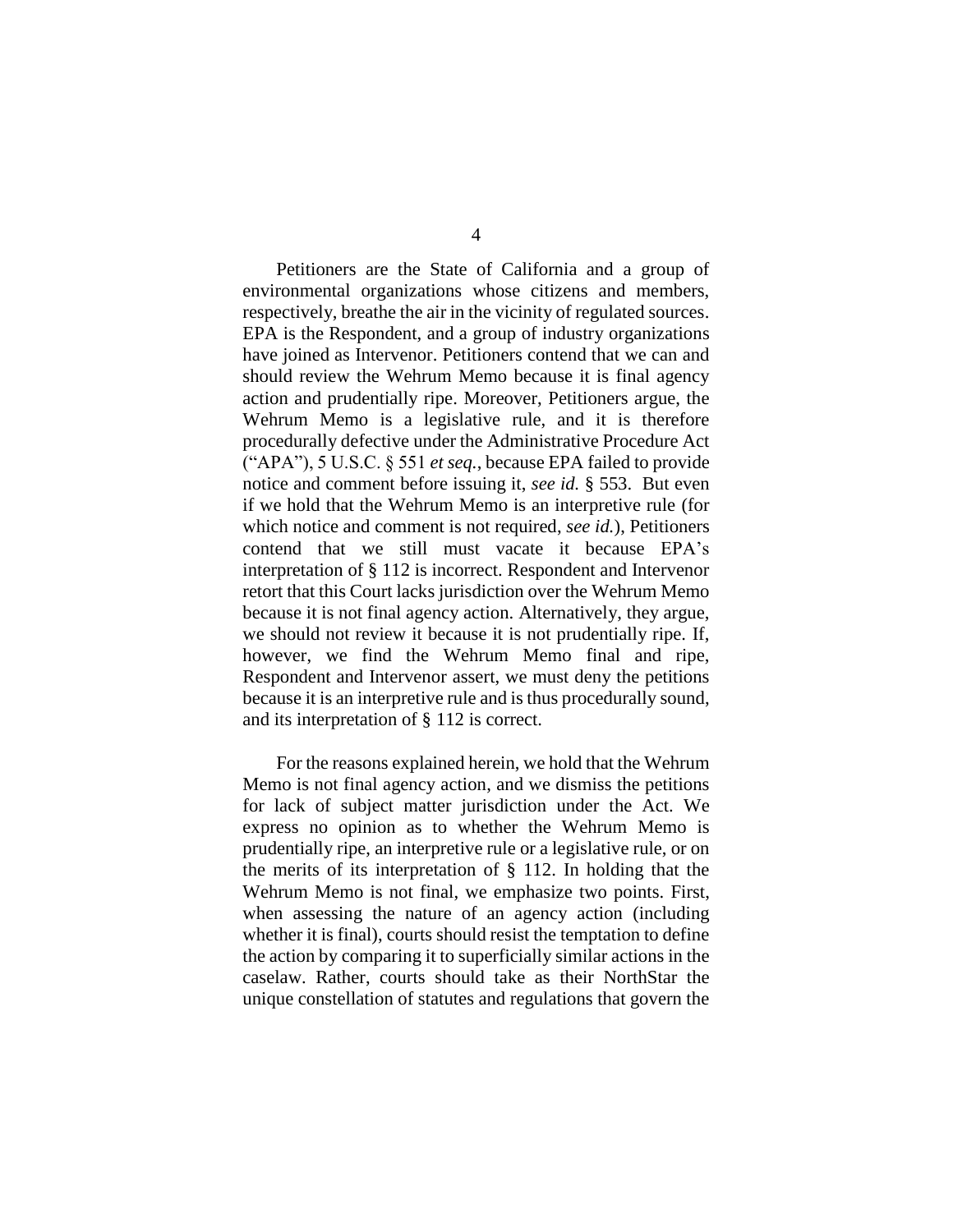Petitioners are the State of California and a group of environmental organizations whose citizens and members, respectively, breathe the air in the vicinity of regulated sources. EPA is the Respondent, and a group of industry organizations have joined as Intervenor. Petitioners contend that we can and should review the Wehrum Memo because it is final agency action and prudentially ripe. Moreover, Petitioners argue, the Wehrum Memo is a legislative rule, and it is therefore procedurally defective under the Administrative Procedure Act ("APA"), 5 U.S.C. § 551 *et seq.*, because EPA failed to provide notice and comment before issuing it, *see id.* § 553. But even if we hold that the Wehrum Memo is an interpretive rule (for which notice and comment is not required, *see id.*), Petitioners contend that we still must vacate it because EPA's interpretation of § 112 is incorrect. Respondent and Intervenor retort that this Court lacks jurisdiction over the Wehrum Memo because it is not final agency action. Alternatively, they argue, we should not review it because it is not prudentially ripe. If, however, we find the Wehrum Memo final and ripe, Respondent and Intervenor assert, we must deny the petitions because it is an interpretive rule and is thus procedurally sound, and its interpretation of § 112 is correct.

For the reasons explained herein, we hold that the Wehrum Memo is not final agency action, and we dismiss the petitions for lack of subject matter jurisdiction under the Act. We express no opinion as to whether the Wehrum Memo is prudentially ripe, an interpretive rule or a legislative rule, or on the merits of its interpretation of § 112. In holding that the Wehrum Memo is not final, we emphasize two points. First, when assessing the nature of an agency action (including whether it is final), courts should resist the temptation to define the action by comparing it to superficially similar actions in the caselaw. Rather, courts should take as their NorthStar the unique constellation of statutes and regulations that govern the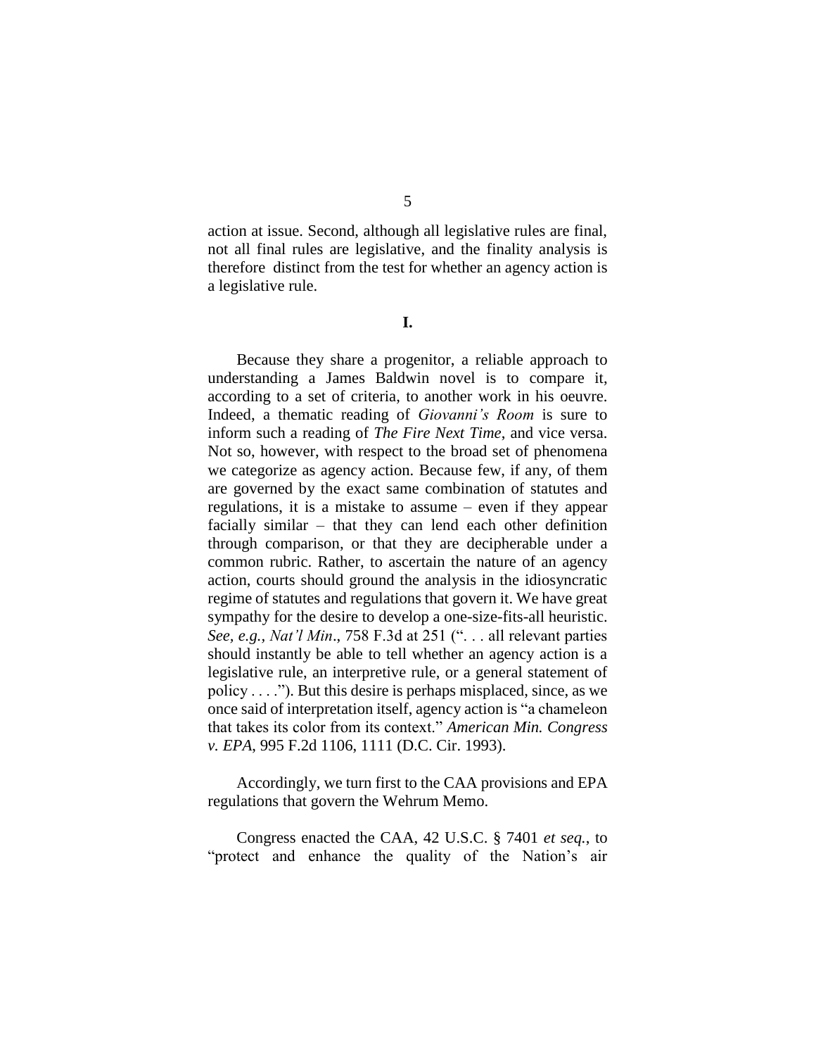action at issue. Second, although all legislative rules are final, not all final rules are legislative, and the finality analysis is therefore distinct from the test for whether an agency action is a legislative rule.

**I.**

Because they share a progenitor, a reliable approach to understanding a James Baldwin novel is to compare it, according to a set of criteria, to another work in his oeuvre. Indeed, a thematic reading of *Giovanni's Room* is sure to inform such a reading of *The Fire Next Time*, and vice versa. Not so, however, with respect to the broad set of phenomena we categorize as agency action. Because few, if any, of them are governed by the exact same combination of statutes and regulations, it is a mistake to assume – even if they appear facially similar – that they can lend each other definition through comparison, or that they are decipherable under a common rubric. Rather, to ascertain the nature of an agency action, courts should ground the analysis in the idiosyncratic regime of statutes and regulations that govern it. We have great sympathy for the desire to develop a one-size-fits-all heuristic. *See, e.g.*, *Nat'l Min*., 758 F.3d at 251 (". . . all relevant parties should instantly be able to tell whether an agency action is a legislative rule, an interpretive rule, or a general statement of policy . . . ."). But this desire is perhaps misplaced, since, as we once said of interpretation itself, agency action is "a chameleon that takes its color from its context." *American Min. Congress v. EPA*, 995 F.2d 1106, 1111 (D.C. Cir. 1993).

Accordingly, we turn first to the CAA provisions and EPA regulations that govern the Wehrum Memo.

Congress enacted the CAA, 42 U.S.C. § 7401 *et seq.*, to "protect and enhance the quality of the Nation's air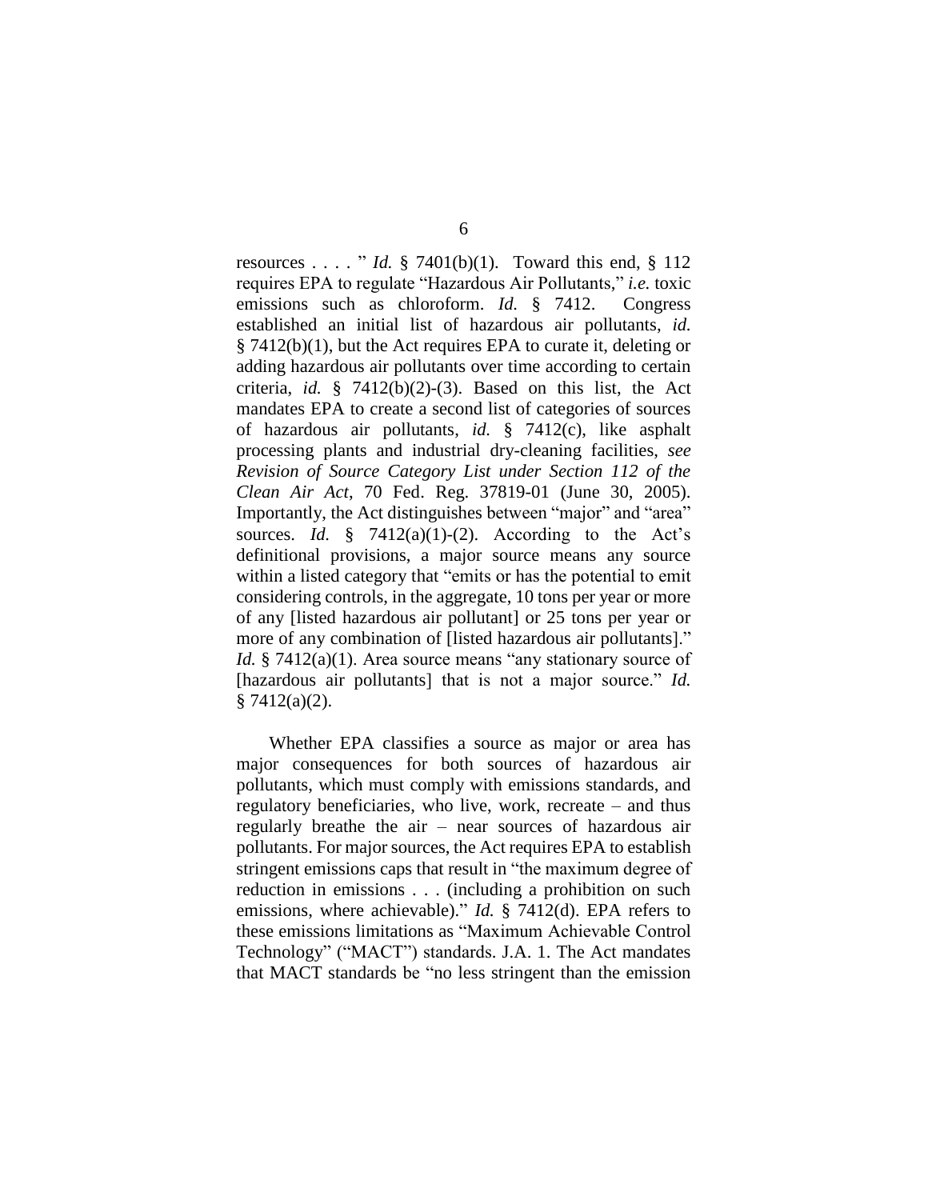resources . . . . " *Id.* § 7401(b)(1). Toward this end, § 112 requires EPA to regulate "Hazardous Air Pollutants," *i.e.* toxic emissions such as chloroform. *Id.* § 7412. Congress established an initial list of hazardous air pollutants, *id.* § 7412(b)(1), but the Act requires EPA to curate it, deleting or adding hazardous air pollutants over time according to certain criteria, *id.* § 7412(b)(2)-(3). Based on this list, the Act mandates EPA to create a second list of categories of sources of hazardous air pollutants, *id.* § 7412(c), like asphalt processing plants and industrial dry-cleaning facilities, *see Revision of Source Category List under Section 112 of the Clean Air Act*, 70 Fed. Reg. 37819-01 (June 30, 2005). Importantly, the Act distinguishes between "major" and "area" sources. *Id.* § 7412(a)(1)-(2). According to the Act's definitional provisions, a major source means any source within a listed category that "emits or has the potential to emit considering controls, in the aggregate, 10 tons per year or more of any [listed hazardous air pollutant] or 25 tons per year or more of any combination of [listed hazardous air pollutants]." *Id.* § 7412(a)(1). Area source means "any stationary source of [hazardous air pollutants] that is not a major source." *Id.* § 7412(a)(2).

Whether EPA classifies a source as major or area has major consequences for both sources of hazardous air pollutants, which must comply with emissions standards, and regulatory beneficiaries, who live, work, recreate – and thus regularly breathe the air – near sources of hazardous air pollutants. For major sources, the Act requires EPA to establish stringent emissions caps that result in "the maximum degree of reduction in emissions . . . (including a prohibition on such emissions, where achievable)." *Id.* § 7412(d). EPA refers to these emissions limitations as "Maximum Achievable Control Technology" ("MACT") standards. J.A. 1. The Act mandates that MACT standards be "no less stringent than the emission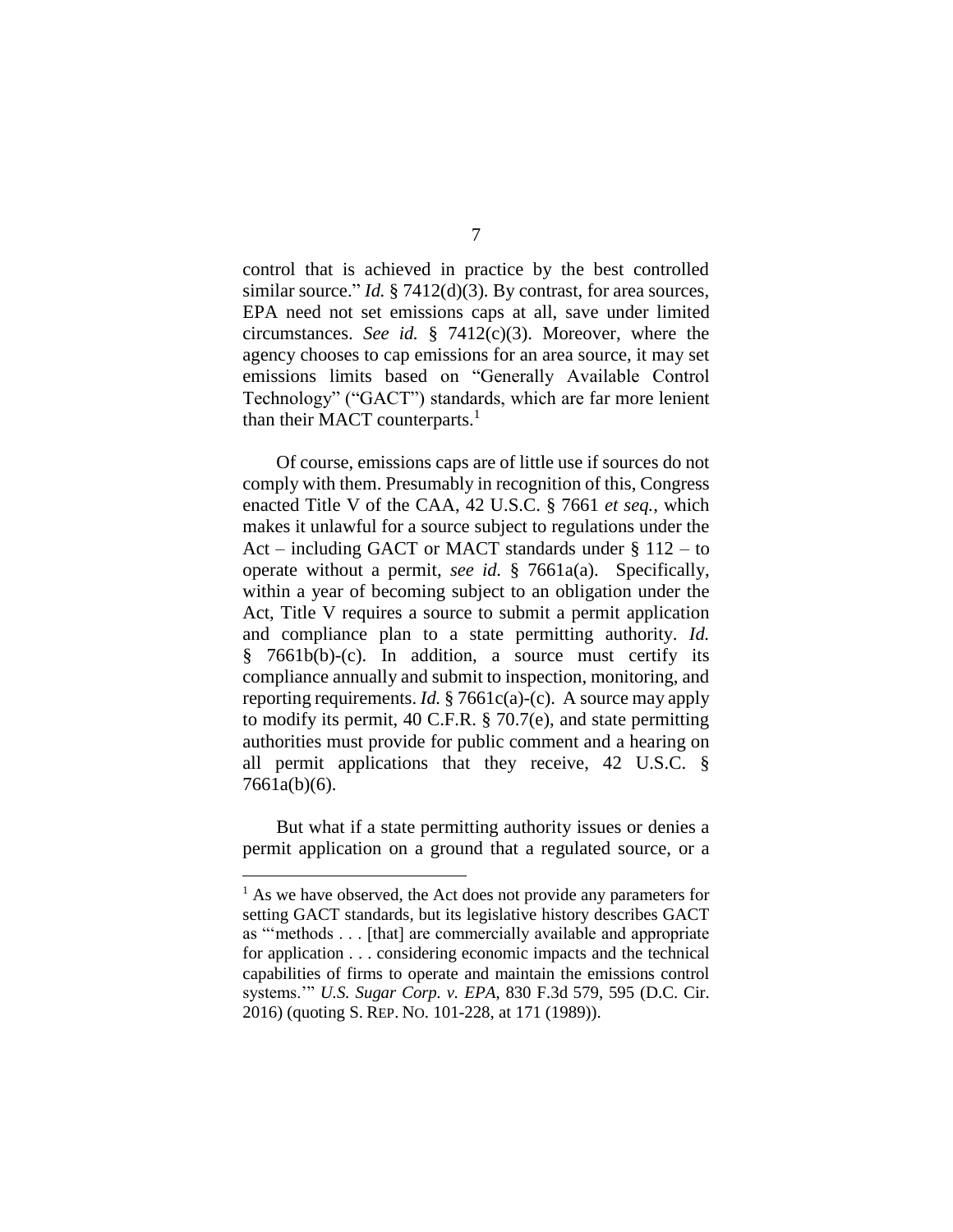control that is achieved in practice by the best controlled similar source." *Id.* § 7412(d)(3). By contrast, for area sources, EPA need not set emissions caps at all, save under limited circumstances. *See id.* § 7412(c)(3). Moreover, where the agency chooses to cap emissions for an area source, it may set emissions limits based on "Generally Available Control Technology" ("GACT") standards, which are far more lenient than their MACT counterparts.[1]

Of course, emissions caps are of little use if sources do not comply with them. Presumably in recognition of this, Congress enacted Title V of the CAA, 42 U.S.C. § 7661 *et seq.*, which makes it unlawful for a source subject to regulations under the Act – including GACT or MACT standards under § 112 – to operate without a permit, *see id.* § 7661a(a). Specifically, within a year of becoming subject to an obligation under the Act, Title V requires a source to submit a permit application and compliance plan to a state permitting authority. *Id.* § 7661b(b)-(c). In addition, a source must certify its compliance annually and submit to inspection, monitoring, and reporting requirements. *Id.* § 7661c(a)-(c). A source may apply to modify its permit, 40 C.F.R. § 70.7(e), and state permitting authorities must provide for public comment and a hearing on all permit applications that they receive, 42 U.S.C. § 7661a(b)(6).

But what if a state permitting authority issues or denies a permit application on a ground that a regulated source, or a

[1] As we have observed, the Act does not provide any parameters for setting GACT standards, but its legislative history describes GACT as "'methods . . . [that] are commercially available and appropriate for application . . . considering economic impacts and the technical capabilities of firms to operate and maintain the emissions control systems.'" *U.S. Sugar Corp. v. EPA*, 830 F.3d 579, 595 (D.C. Cir. 2016) (quoting S. REP. NO. 101-228, at 171 (1989)).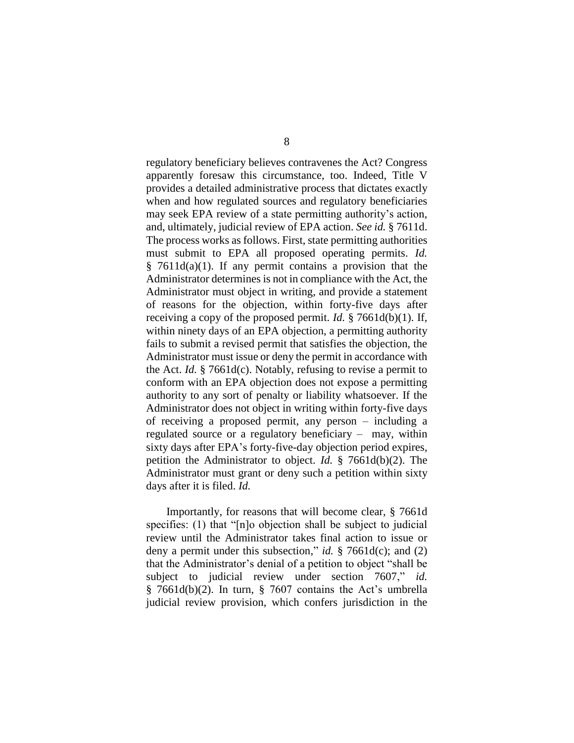regulatory beneficiary believes contravenes the Act? Congress apparently foresaw this circumstance, too. Indeed, Title V provides a detailed administrative process that dictates exactly when and how regulated sources and regulatory beneficiaries may seek EPA review of a state permitting authority's action, and, ultimately, judicial review of EPA action. *See id.* § 7611d. The process works as follows. First, state permitting authorities must submit to EPA all proposed operating permits. *Id.* § 7611d(a)(1). If any permit contains a provision that the Administrator determines is not in compliance with the Act, the Administrator must object in writing, and provide a statement of reasons for the objection, within forty-five days after receiving a copy of the proposed permit. *Id.* § 7661d(b)(1). If, within ninety days of an EPA objection, a permitting authority fails to submit a revised permit that satisfies the objection, the Administrator must issue or deny the permit in accordance with the Act. *Id.* § 7661d(c). Notably, refusing to revise a permit to conform with an EPA objection does not expose a permitting authority to any sort of penalty or liability whatsoever. If the Administrator does not object in writing within forty-five days of receiving a proposed permit, any person – including a regulated source or a regulatory beneficiary – may, within sixty days after EPA's forty-five-day objection period expires, petition the Administrator to object. *Id.* § 7661d(b)(2). The Administrator must grant or deny such a petition within sixty days after it is filed. *Id.*

Importantly, for reasons that will become clear, § 7661d specifies: (1) that "[n]o objection shall be subject to judicial review until the Administrator takes final action to issue or deny a permit under this subsection," *id.* § 7661d(c); and (2) that the Administrator's denial of a petition to object "shall be subject to judicial review under section 7607," *id.* § 7661d(b)(2). In turn, § 7607 contains the Act's umbrella judicial review provision, which confers jurisdiction in the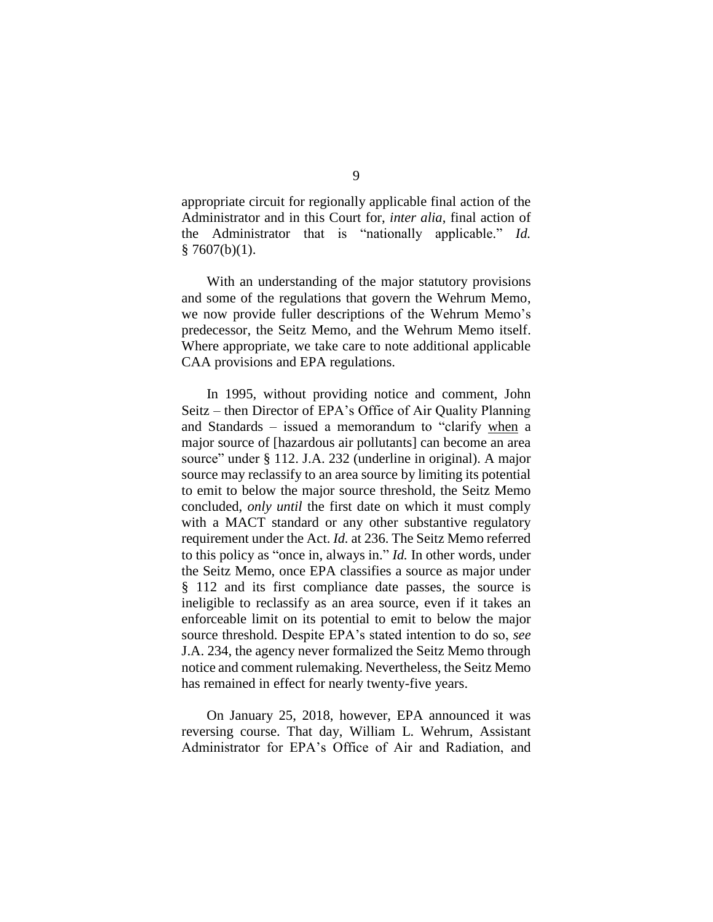appropriate circuit for regionally applicable final action of the Administrator and in this Court for, *inter alia*, final action of the Administrator that is "nationally applicable." *Id.* § 7607(b)(1).

With an understanding of the major statutory provisions and some of the regulations that govern the Wehrum Memo, we now provide fuller descriptions of the Wehrum Memo's predecessor, the Seitz Memo, and the Wehrum Memo itself. Where appropriate, we take care to note additional applicable CAA provisions and EPA regulations.

In 1995, without providing notice and comment, John Seitz – then Director of EPA's Office of Air Quality Planning and Standards – issued a memorandum to "clarify <u>when</u> a major source of [hazardous air pollutants] can become an area source" under § 112. J.A. 232 (underline in original). A major source may reclassify to an area source by limiting its potential to emit to below the major source threshold, the Seitz Memo concluded, *only until* the first date on which it must comply with a MACT standard or any other substantive regulatory requirement under the Act. *Id.* at 236. The Seitz Memo referred to this policy as "once in, always in." *Id.* In other words, under the Seitz Memo, once EPA classifies a source as major under § 112 and its first compliance date passes, the source is ineligible to reclassify as an area source, even if it takes an enforceable limit on its potential to emit to below the major source threshold. Despite EPA's stated intention to do so, *see* J.A. 234, the agency never formalized the Seitz Memo through notice and comment rulemaking. Nevertheless, the Seitz Memo has remained in effect for nearly twenty-five years.

On January 25, 2018, however, EPA announced it was reversing course. That day, William L. Wehrum, Assistant Administrator for EPA's Office of Air and Radiation, and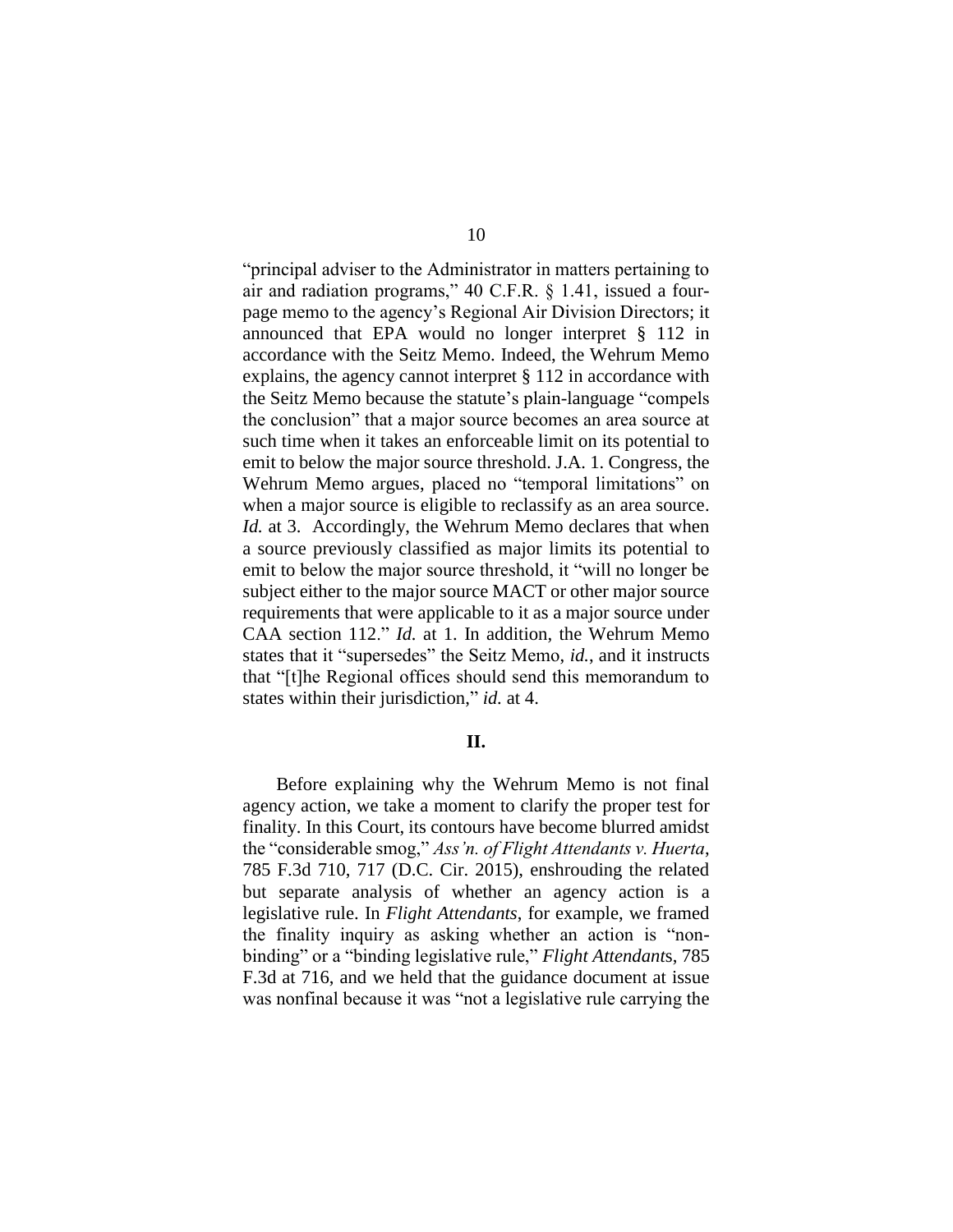"principal adviser to the Administrator in matters pertaining to air and radiation programs," 40 C.F.R. § 1.41, issued a four-page memo to the agency's Regional Air Division Directors; it announced that EPA would no longer interpret § 112 in accordance with the Seitz Memo. Indeed, the Wehrum Memo explains, the agency cannot interpret § 112 in accordance with the Seitz Memo because the statute's plain-language "compels the conclusion" that a major source becomes an area source at such time when it takes an enforceable limit on its potential to emit to below the major source threshold. J.A. 1. Congress, the Wehrum Memo argues, placed no "temporal limitations" on when a major source is eligible to reclassify as an area source. *Id.* at 3. Accordingly, the Wehrum Memo declares that when a source previously classified as major limits its potential to emit to below the major source threshold, it "will no longer be subject either to the major source MACT or other major source requirements that were applicable to it as a major source under CAA section 112." *Id.* at 1. In addition, the Wehrum Memo states that it "supersedes" the Seitz Memo, *id.*, and it instructs that "[t]he Regional offices should send this memorandum to states within their jurisdiction," *id.* at 4.

## II.

Before explaining why the Wehrum Memo is not final agency action, we take a moment to clarify the proper test for finality. In this Court, its contours have become blurred amidst the "considerable smog," *Ass'n. of Flight Attendants v. Huerta*, 785 F.3d 710, 717 (D.C. Cir. 2015), enshrouding the related but separate analysis of whether an agency action is a legislative rule. In *Flight Attendants*, for example, we framed the finality inquiry as asking whether an action is "non-binding" or a "binding legislative rule," *Flight Attendants*, 785 F.3d at 716, and we held that the guidance document at issue was nonfinal because it was "not a legislative rule carrying the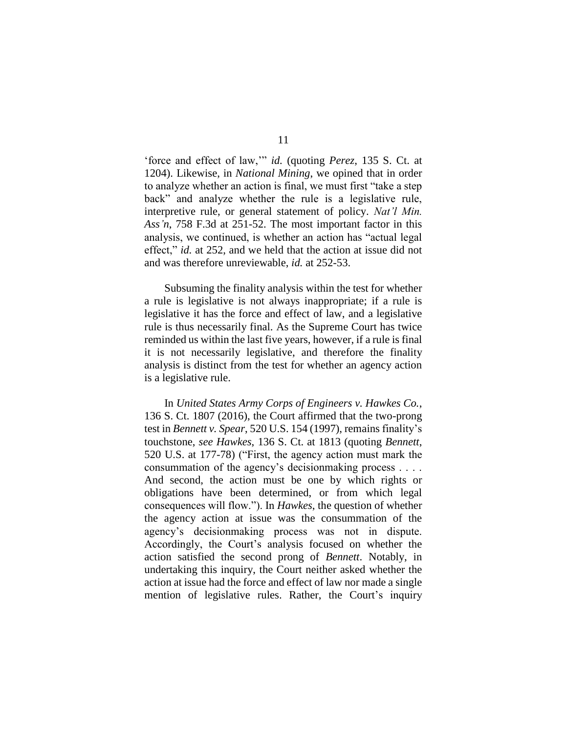'force and effect of law,'" *id.* (quoting *Perez*, 135 S. Ct. at 1204). Likewise, in *National Mining*, we opined that in order to analyze whether an action is final, we must first "take a step back" and analyze whether the rule is a legislative rule, interpretive rule, or general statement of policy. *Nat'l Min. Ass'n*, 758 F.3d at 251-52. The most important factor in this analysis, we continued, is whether an action has "actual legal effect," *id.* at 252, and we held that the action at issue did not and was therefore unreviewable, *id.* at 252-53.

Subsuming the finality analysis within the test for whether a rule is legislative is not always inappropriate; if a rule is legislative it has the force and effect of law, and a legislative rule is thus necessarily final. As the Supreme Court has twice reminded us within the last five years, however, if a rule is final it is not necessarily legislative, and therefore the finality analysis is distinct from the test for whether an agency action is a legislative rule.

In *United States Army Corps of Engineers v. Hawkes Co.*, 136 S. Ct. 1807 (2016), the Court affirmed that the two-prong test in *Bennett v. Spear*, 520 U.S. 154 (1997), remains finality's touchstone, *see Hawkes*, 136 S. Ct. at 1813 (quoting *Bennett*, 520 U.S. at 177-78) ("First, the agency action must mark the consummation of the agency's decisionmaking process . . . . And second, the action must be one by which rights or obligations have been determined, or from which legal consequences will flow."). In *Hawkes*, the question of whether the agency action at issue was the consummation of the agency's decisionmaking process was not in dispute. Accordingly, the Court's analysis focused on whether the action satisfied the second prong of *Bennett*. Notably, in undertaking this inquiry, the Court neither asked whether the action at issue had the force and effect of law nor made a single mention of legislative rules. Rather, the Court's inquiry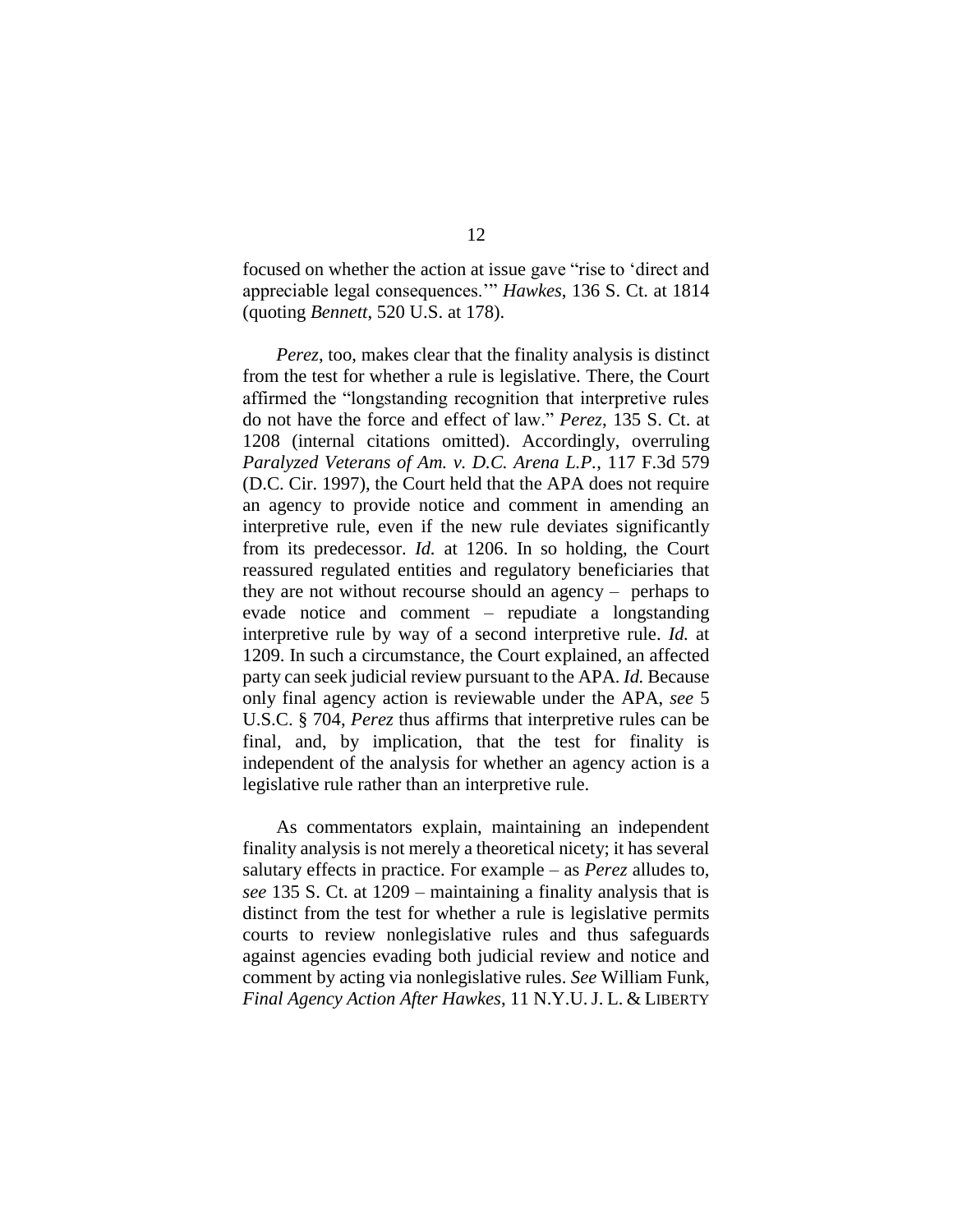focused on whether the action at issue gave "rise to 'direct and appreciable legal consequences.'" *Hawkes*, 136 S. Ct. at 1814 (quoting *Bennett*, 520 U.S. at 178).

*Perez*, too, makes clear that the finality analysis is distinct from the test for whether a rule is legislative. There, the Court affirmed the "longstanding recognition that interpretive rules do not have the force and effect of law." *Perez*, 135 S. Ct. at 1208 (internal citations omitted). Accordingly, overruling *Paralyzed Veterans of Am. v. D.C. Arena L.P.*, 117 F.3d 579 (D.C. Cir. 1997), the Court held that the APA does not require an agency to provide notice and comment in amending an interpretive rule, even if the new rule deviates significantly from its predecessor. *Id.* at 1206. In so holding, the Court reassured regulated entities and regulatory beneficiaries that they are not without recourse should an agency – perhaps to evade notice and comment – repudiate a longstanding interpretive rule by way of a second interpretive rule. *Id.* at 1209. In such a circumstance, the Court explained, an affected party can seek judicial review pursuant to the APA. *Id.* Because only final agency action is reviewable under the APA, *see* 5 U.S.C. § 704, *Perez* thus affirms that interpretive rules can be final, and, by implication, that the test for finality is independent of the analysis for whether an agency action is a legislative rule rather than an interpretive rule.

As commentators explain, maintaining an independent finality analysis is not merely a theoretical nicety; it has several salutary effects in practice. For example – as *Perez* alludes to, *see* 135 S. Ct. at 1209 – maintaining a finality analysis that is distinct from the test for whether a rule is legislative permits courts to review nonlegislative rules and thus safeguards against agencies evading both judicial review and notice and comment by acting via nonlegislative rules. *See* William Funk, *Final Agency Action After Hawkes*, 11 N.Y.U. J. L. & LIBERTY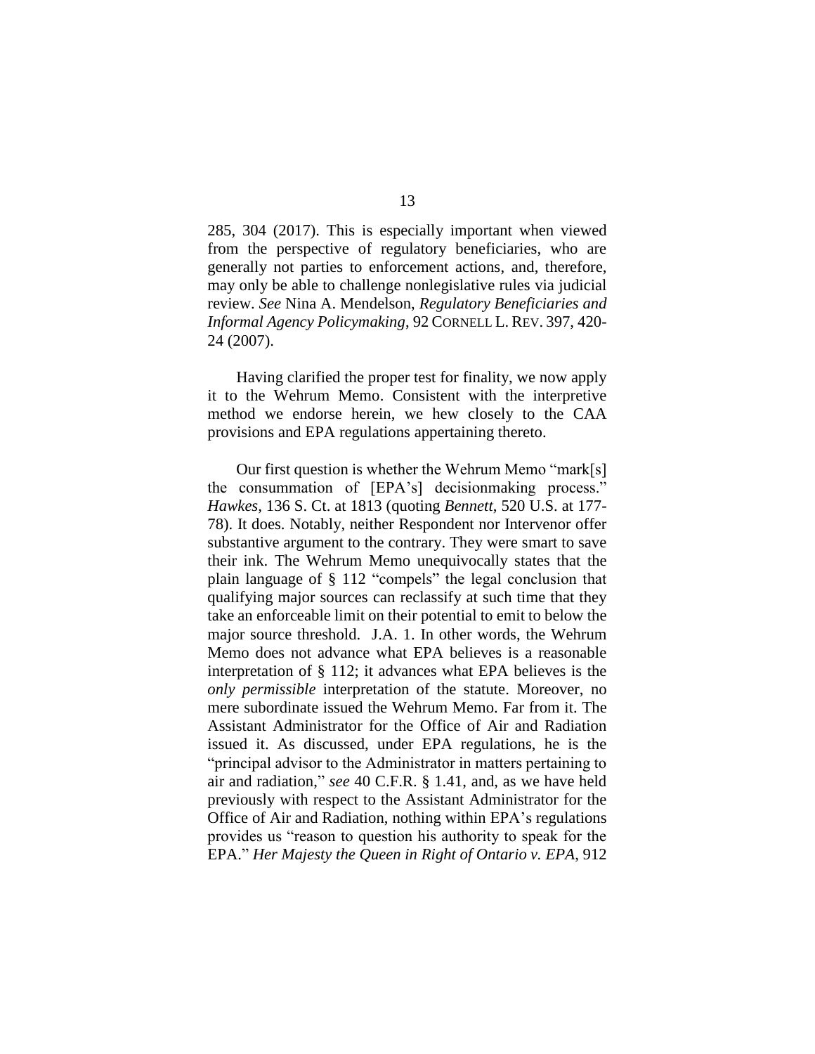285, 304 (2017). This is especially important when viewed from the perspective of regulatory beneficiaries, who are generally not parties to enforcement actions, and, therefore, may only be able to challenge nonlegislative rules via judicial review. *See* Nina A. Mendelson, *Regulatory Beneficiaries and Informal Agency Policymaking*, 92 CORNELL L. REV. 397, 420-24 (2007).

Having clarified the proper test for finality, we now apply it to the Wehrum Memo. Consistent with the interpretive method we endorse herein, we hew closely to the CAA provisions and EPA regulations appertaining thereto.

Our first question is whether the Wehrum Memo "mark[s] the consummation of [EPA's] decisionmaking process." *Hawkes*, 136 S. Ct. at 1813 (quoting *Bennett*, 520 U.S. at 177-78). It does. Notably, neither Respondent nor Intervenor offer substantive argument to the contrary. They were smart to save their ink. The Wehrum Memo unequivocally states that the plain language of § 112 "compels" the legal conclusion that qualifying major sources can reclassify at such time that they take an enforceable limit on their potential to emit to below the major source threshold. J.A. 1. In other words, the Wehrum Memo does not advance what EPA believes is a reasonable interpretation of § 112; it advances what EPA believes is the *only permissible* interpretation of the statute. Moreover, no mere subordinate issued the Wehrum Memo. Far from it. The Assistant Administrator for the Office of Air and Radiation issued it. As discussed, under EPA regulations, he is the "principal advisor to the Administrator in matters pertaining to air and radiation," *see* 40 C.F.R. § 1.41, and, as we have held previously with respect to the Assistant Administrator for the Office of Air and Radiation, nothing within EPA's regulations provides us "reason to question his authority to speak for the EPA." *Her Majesty the Queen in Right of Ontario v. EPA*, 912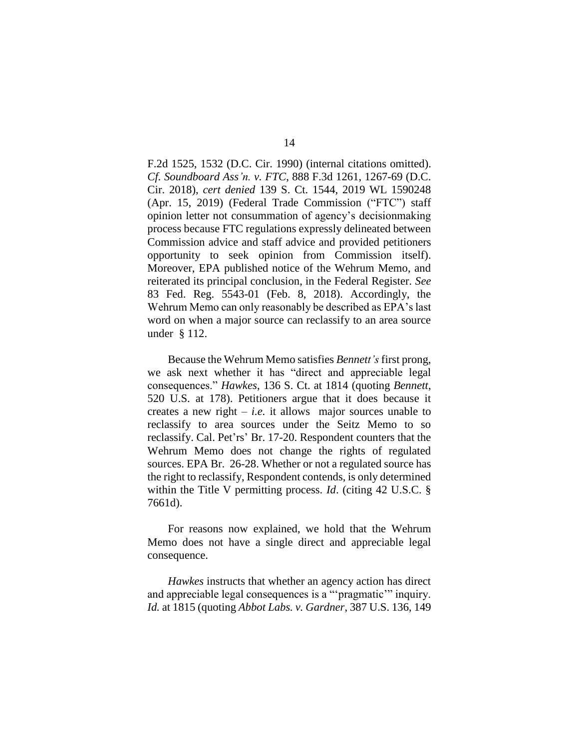F.2d 1525, 1532 (D.C. Cir. 1990) (internal citations omitted). *Cf. Soundboard Ass'n. v. FTC*, 888 F.3d 1261, 1267-69 (D.C. Cir. 2018), *cert denied* 139 S. Ct. 1544, 2019 WL 1590248 (Apr. 15, 2019) (Federal Trade Commission ("FTC") staff opinion letter not consummation of agency's decisionmaking process because FTC regulations expressly delineated between Commission advice and staff advice and provided petitioners opportunity to seek opinion from Commission itself). Moreover, EPA published notice of the Wehrum Memo, and reiterated its principal conclusion, in the Federal Register. *See* 83 Fed. Reg. 5543-01 (Feb. 8, 2018). Accordingly, the Wehrum Memo can only reasonably be described as EPA's last word on when a major source can reclassify to an area source under § 112.

Because the Wehrum Memo satisfies *Bennett's* first prong, we ask next whether it has "direct and appreciable legal consequences." *Hawkes*, 136 S. Ct. at 1814 (quoting *Bennett*, 520 U.S. at 178). Petitioners argue that it does because it creates a new right – *i.e.* it allows major sources unable to reclassify to area sources under the Seitz Memo to so reclassify. Cal. Pet'rs' Br. 17-20. Respondent counters that the Wehrum Memo does not change the rights of regulated sources. EPA Br. 26-28. Whether or not a regulated source has the right to reclassify, Respondent contends, is only determined within the Title V permitting process. *Id*. (citing 42 U.S.C. § 7661d).

For reasons now explained, we hold that the Wehrum Memo does not have a single direct and appreciable legal consequence.

*Hawkes* instructs that whether an agency action has direct and appreciable legal consequences is a "'pragmatic'" inquiry. *Id.* at 1815 (quoting *Abbot Labs. v. Gardner*, 387 U.S. 136, 149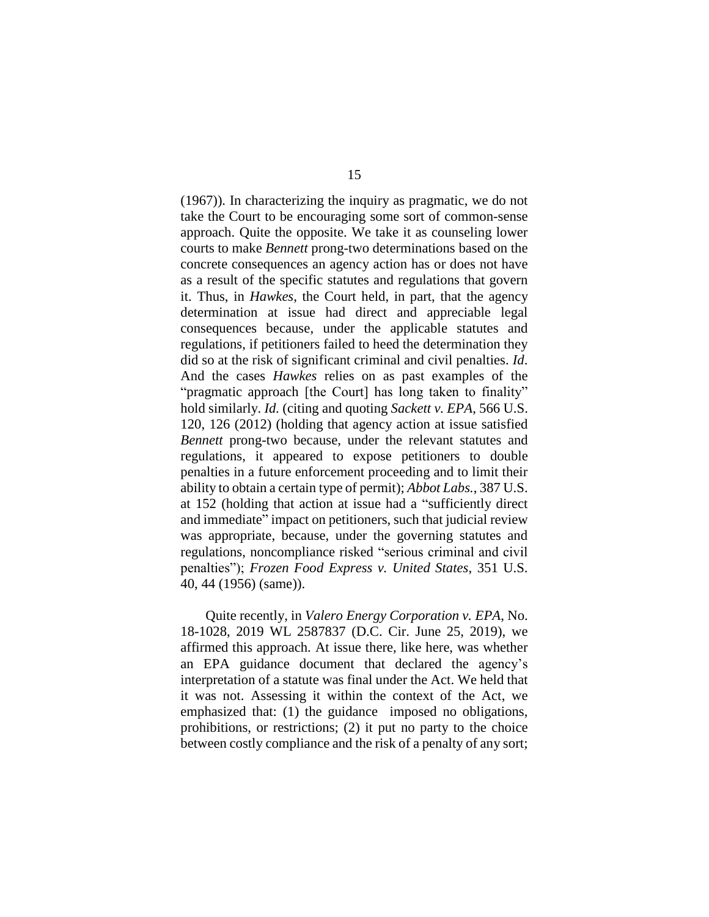(1967)). In characterizing the inquiry as pragmatic, we do not take the Court to be encouraging some sort of common-sense approach. Quite the opposite. We take it as counseling lower courts to make *Bennett* prong-two determinations based on the concrete consequences an agency action has or does not have as a result of the specific statutes and regulations that govern it. Thus, in *Hawkes*, the Court held, in part, that the agency determination at issue had direct and appreciable legal consequences because, under the applicable statutes and regulations, if petitioners failed to heed the determination they did so at the risk of significant criminal and civil penalties. *Id*. And the cases *Hawkes* relies on as past examples of the "pragmatic approach [the Court] has long taken to finality" hold similarly. *Id.* (citing and quoting *Sackett v. EPA*, 566 U.S. 120, 126 (2012) (holding that agency action at issue satisfied *Bennett* prong-two because, under the relevant statutes and regulations, it appeared to expose petitioners to double penalties in a future enforcement proceeding and to limit their ability to obtain a certain type of permit); *Abbot Labs.*, 387 U.S. at 152 (holding that action at issue had a "sufficiently direct and immediate" impact on petitioners, such that judicial review was appropriate, because, under the governing statutes and regulations, noncompliance risked "serious criminal and civil penalties"); *Frozen Food Express v. United States*, 351 U.S. 40, 44 (1956) (same)).

Quite recently, in *Valero Energy Corporation v. EPA*, No. 18-1028, 2019 WL 2587837 (D.C. Cir. June 25, 2019), we affirmed this approach. At issue there, like here, was whether an EPA guidance document that declared the agency's interpretation of a statute was final under the Act. We held that it was not. Assessing it within the context of the Act, we emphasized that: (1) the guidance imposed no obligations, prohibitions, or restrictions; (2) it put no party to the choice between costly compliance and the risk of a penalty of any sort;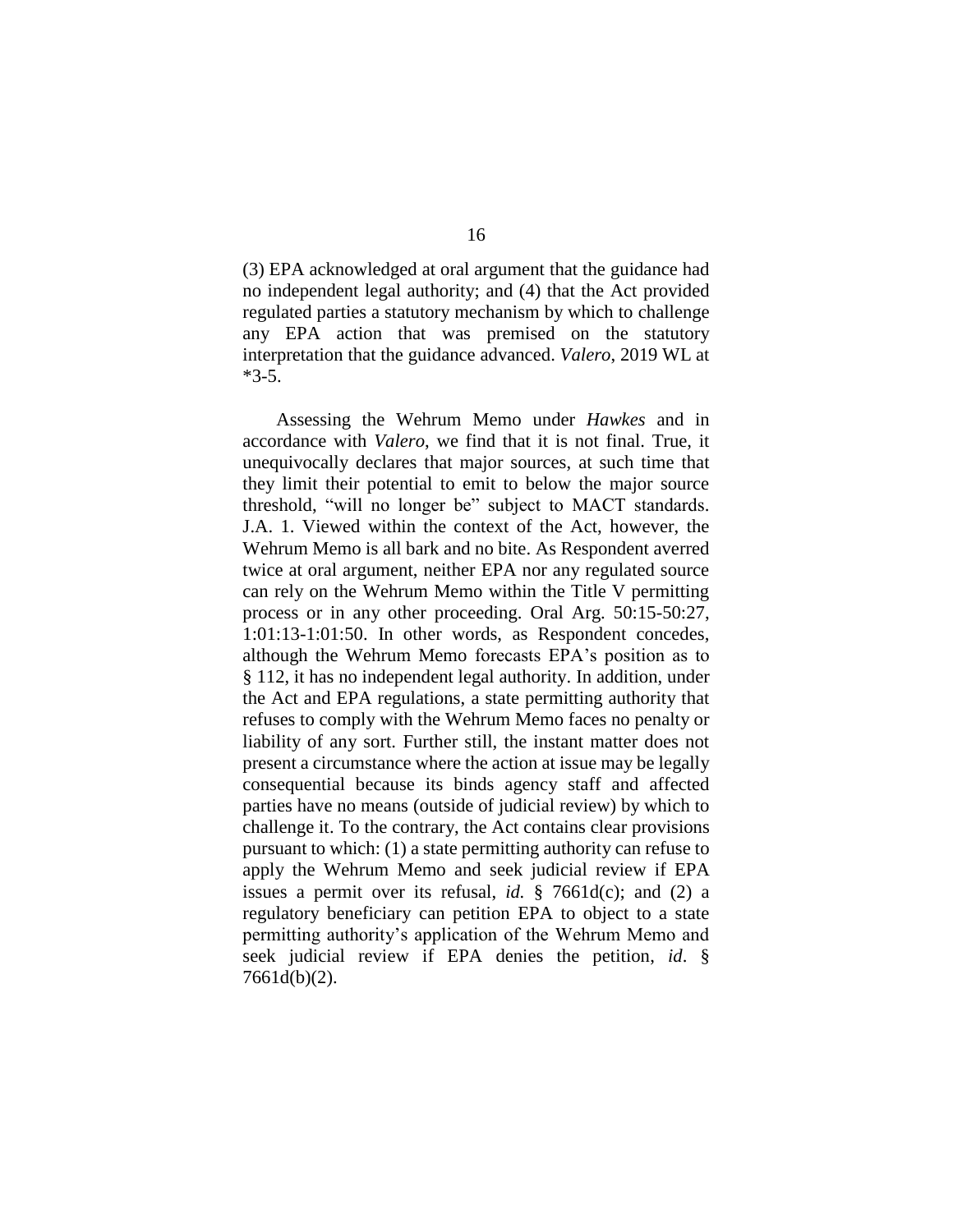(3) EPA acknowledged at oral argument that the guidance had no independent legal authority; and (4) that the Act provided regulated parties a statutory mechanism by which to challenge any EPA action that was premised on the statutory interpretation that the guidance advanced. *Valero*, 2019 WL at *3-5.

Assessing the Wehrum Memo under *Hawkes* and in accordance with *Valero*, we find that it is not final. True, it unequivocally declares that major sources, at such time that they limit their potential to emit to below the major source threshold, "will no longer be" subject to MACT standards. J.A. 1. Viewed within the context of the Act, however, the Wehrum Memo is all bark and no bite. As Respondent averred twice at oral argument, neither EPA nor any regulated source can rely on the Wehrum Memo within the Title V permitting process or in any other proceeding. Oral Arg. 50:15-50:27, 1:01:13-1:01:50. In other words, as Respondent concedes, although the Wehrum Memo forecasts EPA's position as to § 112, it has no independent legal authority. In addition, under the Act and EPA regulations, a state permitting authority that refuses to comply with the Wehrum Memo faces no penalty or liability of any sort. Further still, the instant matter does not present a circumstance where the action at issue may be legally consequential because its binds agency staff and affected parties have no means (outside of judicial review) by which to challenge it. To the contrary, the Act contains clear provisions pursuant to which: (1) a state permitting authority can refuse to apply the Wehrum Memo and seek judicial review if EPA issues a permit over its refusal, *id.* § 7661d(c); and (2) a regulatory beneficiary can petition EPA to object to a state permitting authority's application of the Wehrum Memo and seek judicial review if EPA denies the petition, *id*. § 7661d(b)(2).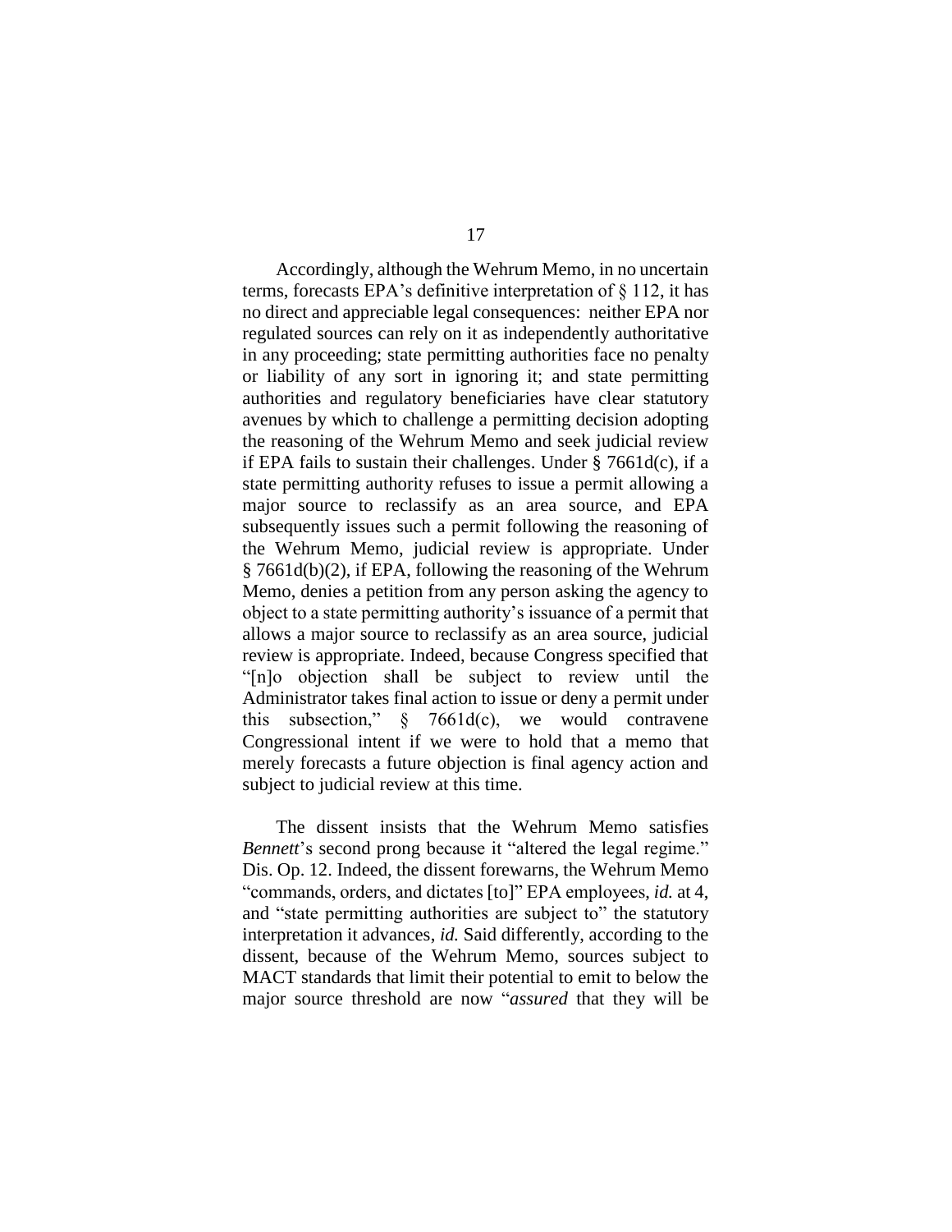Accordingly, although the Wehrum Memo, in no uncertain terms, forecasts EPA's definitive interpretation of § 112, it has no direct and appreciable legal consequences: neither EPA nor regulated sources can rely on it as independently authoritative in any proceeding; state permitting authorities face no penalty or liability of any sort in ignoring it; and state permitting authorities and regulatory beneficiaries have clear statutory avenues by which to challenge a permitting decision adopting the reasoning of the Wehrum Memo and seek judicial review if EPA fails to sustain their challenges. Under § 7661d(c), if a state permitting authority refuses to issue a permit allowing a major source to reclassify as an area source, and EPA subsequently issues such a permit following the reasoning of the Wehrum Memo, judicial review is appropriate. Under § 7661d(b)(2), if EPA, following the reasoning of the Wehrum Memo, denies a petition from any person asking the agency to object to a state permitting authority's issuance of a permit that allows a major source to reclassify as an area source, judicial review is appropriate. Indeed, because Congress specified that "[n]o objection shall be subject to review until the Administrator takes final action to issue or deny a permit under this subsection," § 7661d(c), we would contravene Congressional intent if we were to hold that a memo that merely forecasts a future objection is final agency action and subject to judicial review at this time.

The dissent insists that the Wehrum Memo satisfies *Bennett*'s second prong because it "altered the legal regime." Dis. Op. 12. Indeed, the dissent forewarns, the Wehrum Memo "commands, orders, and dictates [to]" EPA employees, *id.* at 4, and "state permitting authorities are subject to" the statutory interpretation it advances, *id.* Said differently, according to the dissent, because of the Wehrum Memo, sources subject to MACT standards that limit their potential to emit to below the major source threshold are now "*assured* that they will be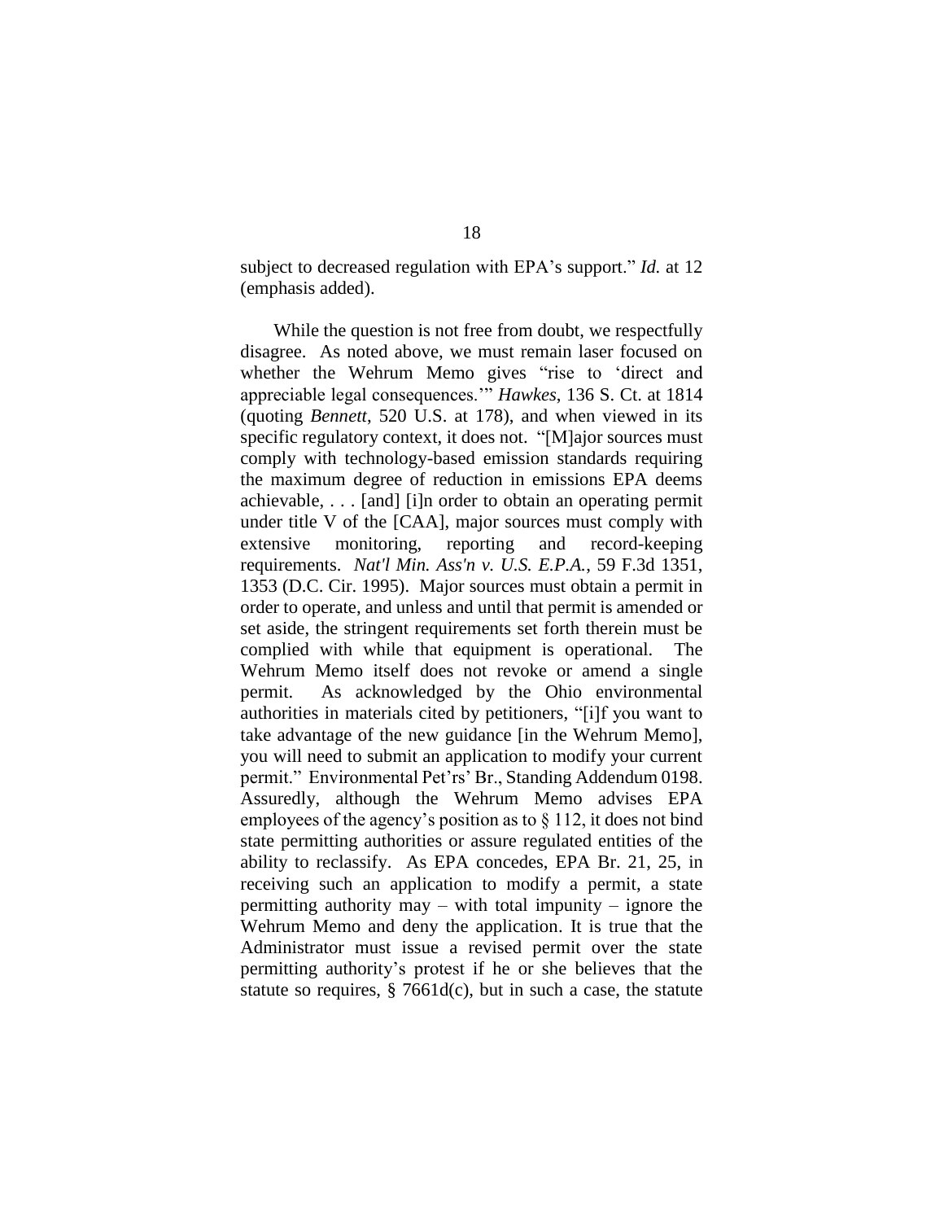subject to decreased regulation with EPA's support." *Id.* at 12 (emphasis added).

While the question is not free from doubt, we respectfully disagree. As noted above, we must remain laser focused on whether the Wehrum Memo gives "rise to 'direct and appreciable legal consequences.'" *Hawkes*, 136 S. Ct. at 1814 (quoting *Bennett*, 520 U.S. at 178), and when viewed in its specific regulatory context, it does not. "[M]ajor sources must comply with technology-based emission standards requiring the maximum degree of reduction in emissions EPA deems achievable, . . . [and] [i]n order to obtain an operating permit under title V of the [CAA], major sources must comply with extensive monitoring, reporting and record-keeping requirements. *Nat'l Min. Ass'n v. U.S. E.P.A.*, 59 F.3d 1351, 1353 (D.C. Cir. 1995). Major sources must obtain a permit in order to operate, and unless and until that permit is amended or set aside, the stringent requirements set forth therein must be complied with while that equipment is operational. The Wehrum Memo itself does not revoke or amend a single permit. As acknowledged by the Ohio environmental authorities in materials cited by petitioners, "[i]f you want to take advantage of the new guidance [in the Wehrum Memo], you will need to submit an application to modify your current permit." Environmental Pet'rs' Br., Standing Addendum 0198. Assuredly, although the Wehrum Memo advises EPA employees of the agency's position as to § 112, it does not bind state permitting authorities or assure regulated entities of the ability to reclassify. As EPA concedes, EPA Br. 21, 25, in receiving such an application to modify a permit, a state permitting authority may – with total impunity – ignore the Wehrum Memo and deny the application. It is true that the Administrator must issue a revised permit over the state permitting authority's protest if he or she believes that the statute so requires, § 7661d(c), but in such a case, the statute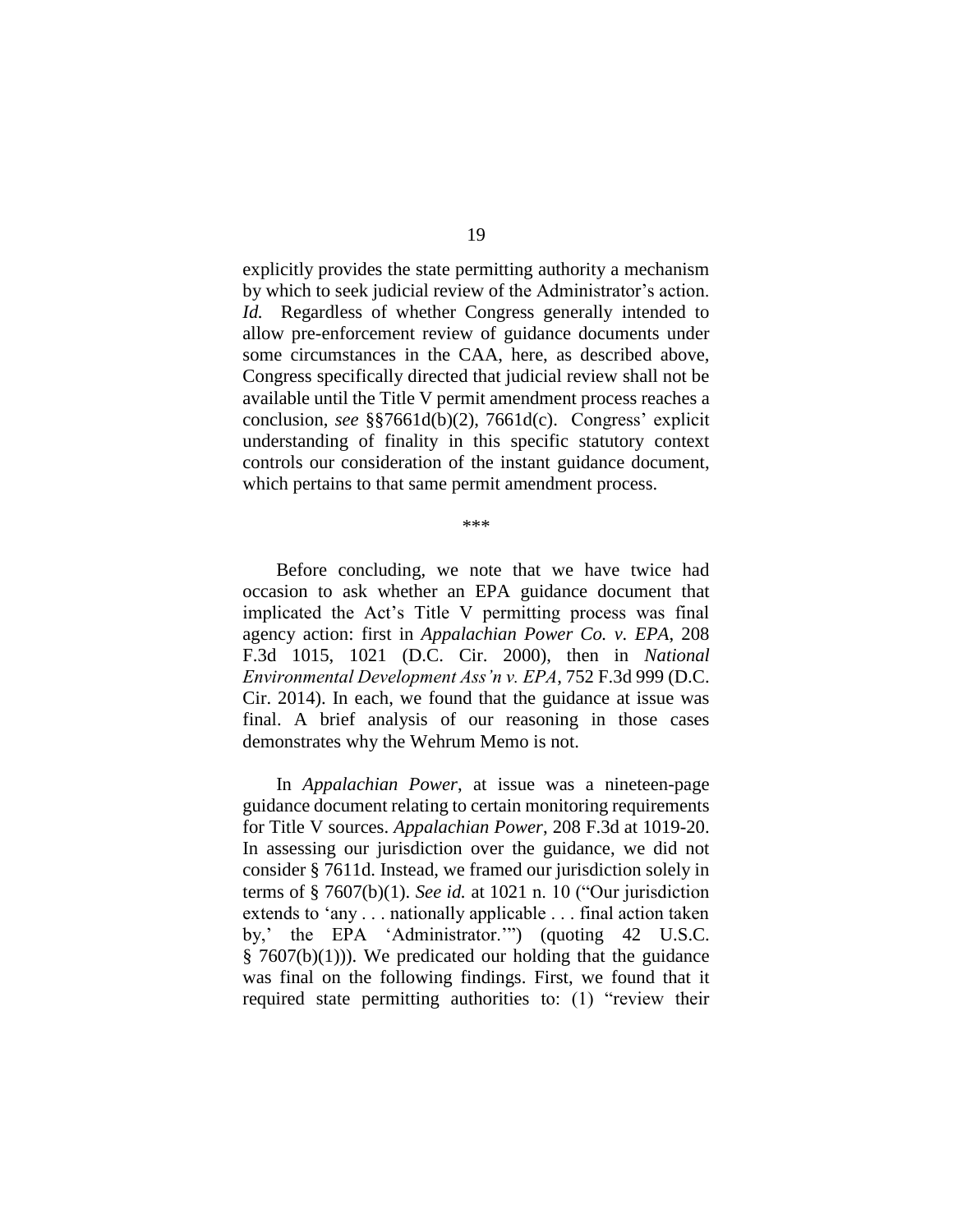explicitly provides the state permitting authority a mechanism by which to seek judicial review of the Administrator's action. *Id.* Regardless of whether Congress generally intended to allow pre-enforcement review of guidance documents under some circumstances in the CAA, here, as described above, Congress specifically directed that judicial review shall not be available until the Title V permit amendment process reaches a conclusion, *see* §§7661d(b)(2), 7661d(c). Congress' explicit understanding of finality in this specific statutory context controls our consideration of the instant guidance document, which pertains to that same permit amendment process.

\*\*\*

Before concluding, we note that we have twice had occasion to ask whether an EPA guidance document that implicated the Act's Title V permitting process was final agency action: first in *Appalachian Power Co. v. EPA*, 208 F.3d 1015, 1021 (D.C. Cir. 2000), then in *National Environmental Development Ass'n v. EPA*, 752 F.3d 999 (D.C. Cir. 2014). In each, we found that the guidance at issue was final. A brief analysis of our reasoning in those cases demonstrates why the Wehrum Memo is not.

In *Appalachian Power*, at issue was a nineteen-page guidance document relating to certain monitoring requirements for Title V sources. *Appalachian Power*, 208 F.3d at 1019-20. In assessing our jurisdiction over the guidance, we did not consider § 7611d. Instead, we framed our jurisdiction solely in terms of § 7607(b)(1). *See id.* at 1021 n. 10 ("Our jurisdiction extends to 'any . . . nationally applicable . . . final action taken by,' the EPA 'Administrator.'") (quoting 42 U.S.C. § 7607(b)(1))). We predicated our holding that the guidance was final on the following findings. First, we found that it required state permitting authorities to: (1) "review their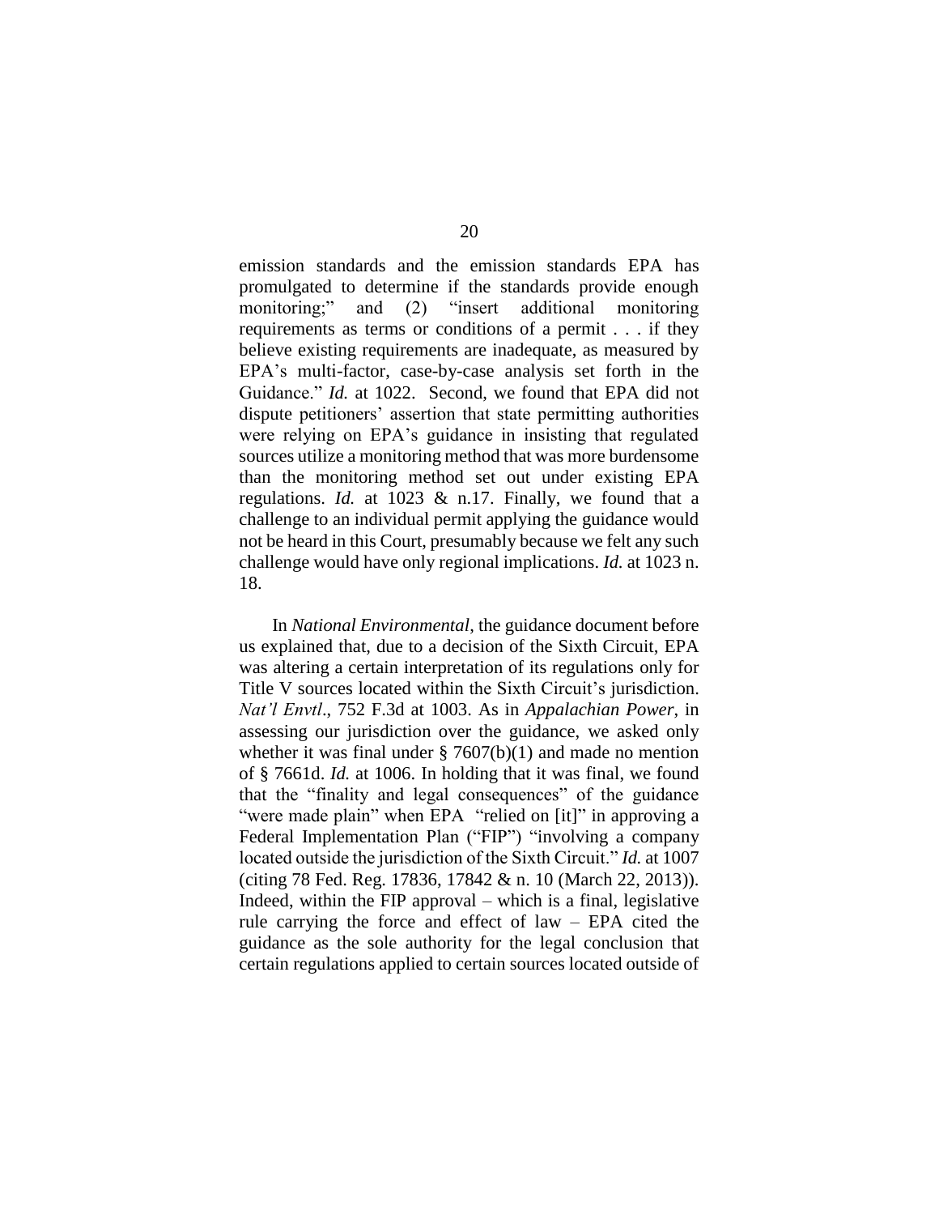emission standards and the emission standards EPA has promulgated to determine if the standards provide enough monitoring;" and (2) "insert additional monitoring requirements as terms or conditions of a permit . . . if they believe existing requirements are inadequate, as measured by EPA's multi-factor, case-by-case analysis set forth in the Guidance." *Id.* at 1022. Second, we found that EPA did not dispute petitioners' assertion that state permitting authorities were relying on EPA's guidance in insisting that regulated sources utilize a monitoring method that was more burdensome than the monitoring method set out under existing EPA regulations. *Id.* at 1023 & n.17. Finally, we found that a challenge to an individual permit applying the guidance would not be heard in this Court, presumably because we felt any such challenge would have only regional implications. *Id.* at 1023 n. 18.

In *National Environmental*, the guidance document before us explained that, due to a decision of the Sixth Circuit, EPA was altering a certain interpretation of its regulations only for Title V sources located within the Sixth Circuit's jurisdiction. *Nat'l Envtl*., 752 F.3d at 1003. As in *Appalachian Power*, in assessing our jurisdiction over the guidance, we asked only whether it was final under § 7607(b)(1) and made no mention of § 7661d. *Id.* at 1006. In holding that it was final, we found that the "finality and legal consequences" of the guidance "were made plain" when EPA "relied on [it]" in approving a Federal Implementation Plan ("FIP") "involving a company located outside the jurisdiction of the Sixth Circuit." *Id.* at 1007 (citing 78 Fed. Reg. 17836, 17842 & n. 10 (March 22, 2013)). Indeed, within the FIP approval – which is a final, legislative rule carrying the force and effect of law – EPA cited the guidance as the sole authority for the legal conclusion that certain regulations applied to certain sources located outside of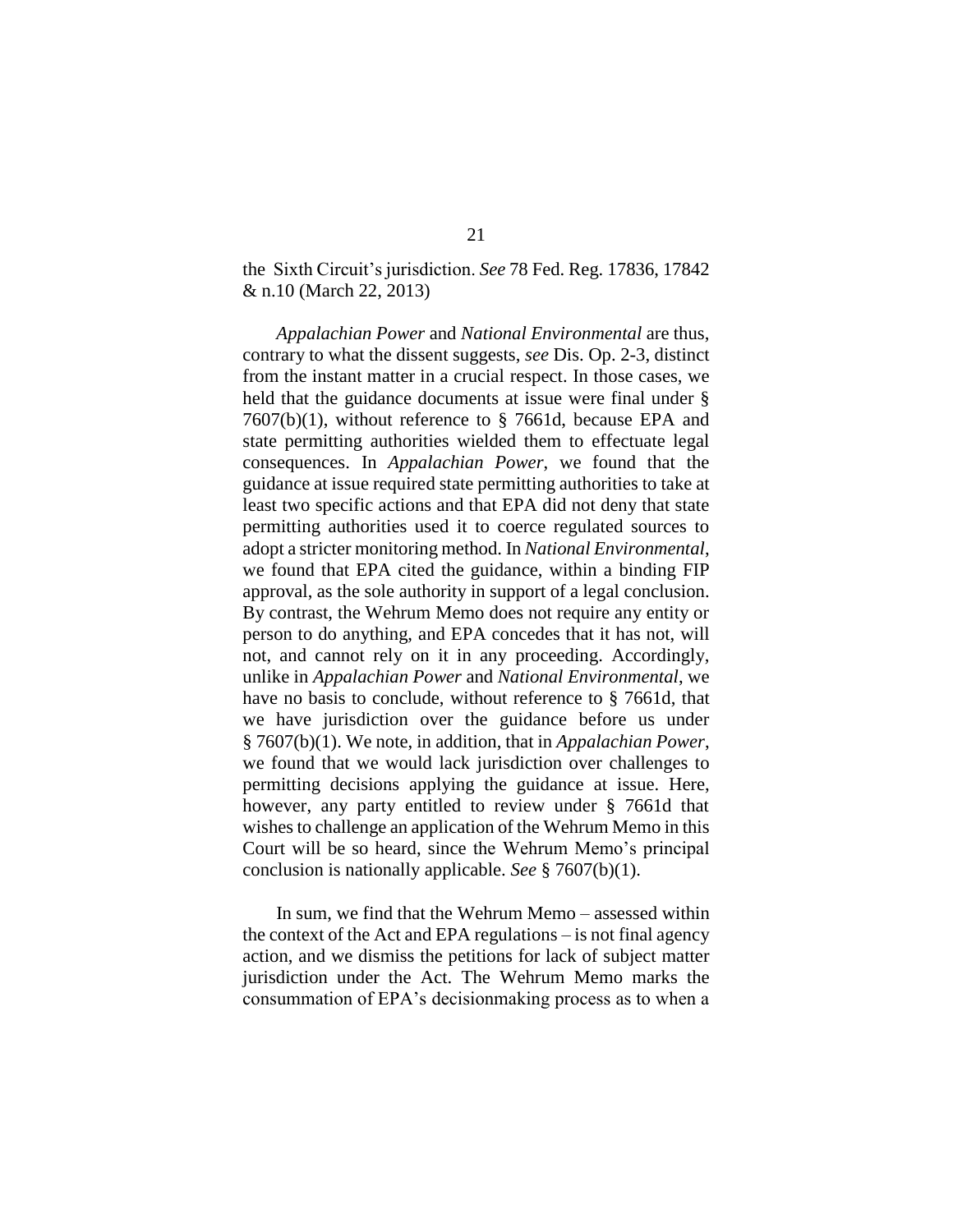the Sixth Circuit's jurisdiction. *See* 78 Fed. Reg. 17836, 17842 & n.10 (March 22, 2013)

*Appalachian Power* and *National Environmental* are thus, contrary to what the dissent suggests, *see* Dis. Op. 2-3, distinct from the instant matter in a crucial respect. In those cases, we held that the guidance documents at issue were final under § 7607(b)(1), without reference to § 7661d, because EPA and state permitting authorities wielded them to effectuate legal consequences. In *Appalachian Power*, we found that the guidance at issue required state permitting authorities to take at least two specific actions and that EPA did not deny that state permitting authorities used it to coerce regulated sources to adopt a stricter monitoring method. In *National Environmental*, we found that EPA cited the guidance, within a binding FIP approval, as the sole authority in support of a legal conclusion. By contrast, the Wehrum Memo does not require any entity or person to do anything, and EPA concedes that it has not, will not, and cannot rely on it in any proceeding. Accordingly, unlike in *Appalachian Power* and *National Environmental*, we have no basis to conclude, without reference to § 7661d, that we have jurisdiction over the guidance before us under § 7607(b)(1). We note, in addition, that in *Appalachian Power*, we found that we would lack jurisdiction over challenges to permitting decisions applying the guidance at issue. Here, however, any party entitled to review under § 7661d that wishes to challenge an application of the Wehrum Memo in this Court will be so heard, since the Wehrum Memo's principal conclusion is nationally applicable. *See* § 7607(b)(1).

In sum, we find that the Wehrum Memo – assessed within the context of the Act and EPA regulations – is not final agency action, and we dismiss the petitions for lack of subject matter jurisdiction under the Act. The Wehrum Memo marks the consummation of EPA's decisionmaking process as to when a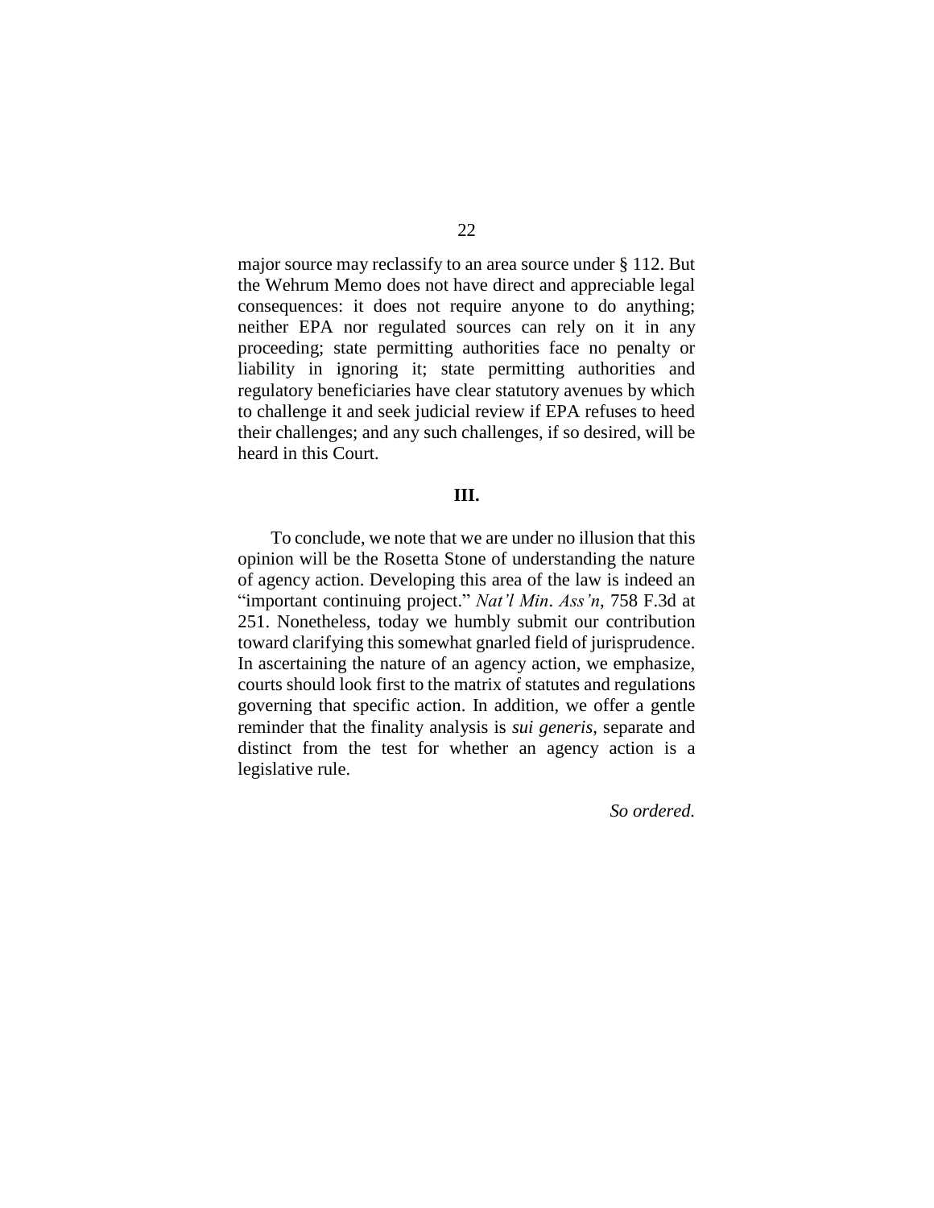major source may reclassify to an area source under § 112. But the Wehrum Memo does not have direct and appreciable legal consequences: it does not require anyone to do anything; neither EPA nor regulated sources can rely on it in any proceeding; state permitting authorities face no penalty or liability in ignoring it; state permitting authorities and regulatory beneficiaries have clear statutory avenues by which to challenge it and seek judicial review if EPA refuses to heed their challenges; and any such challenges, if so desired, will be heard in this Court.

## III.

To conclude, we note that we are under no illusion that this opinion will be the Rosetta Stone of understanding the nature of agency action. Developing this area of the law is indeed an "important continuing project." *Nat'l Min. Ass'n*, 758 F.3d at 251. Nonetheless, today we humbly submit our contribution toward clarifying this somewhat gnarled field of jurisprudence. In ascertaining the nature of an agency action, we emphasize, courts should look first to the matrix of statutes and regulations governing that specific action. In addition, we offer a gentle reminder that the finality analysis is *sui generis*, separate and distinct from the test for whether an agency action is a legislative rule.

*So ordered.*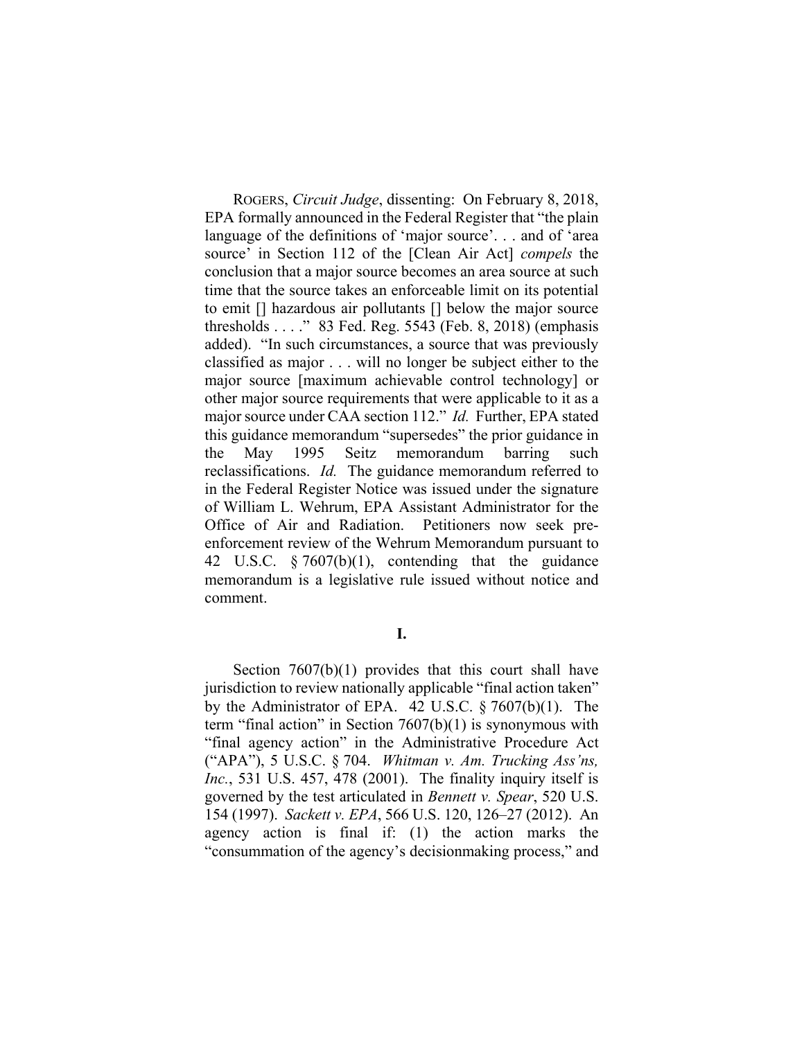ROGERS, *Circuit Judge*, dissenting: On February 8, 2018, EPA formally announced in the Federal Register that "the plain language of the definitions of 'major source'. . . and of 'area source' in Section 112 of the [Clean Air Act] *compels* the conclusion that a major source becomes an area source at such time that the source takes an enforceable limit on its potential to emit [] hazardous air pollutants [] below the major source thresholds . . . ." 83 Fed. Reg. 5543 (Feb. 8, 2018) (emphasis added). "In such circumstances, a source that was previously classified as major . . . will no longer be subject either to the major source [maximum achievable control technology] or other major source requirements that were applicable to it as a major source under CAA section 112." *Id.* Further, EPA stated this guidance memorandum "supersedes" the prior guidance in the May 1995 Seitz memorandum barring such reclassifications. *Id.* The guidance memorandum referred to in the Federal Register Notice was issued under the signature of William L. Wehrum, EPA Assistant Administrator for the Office of Air and Radiation. Petitioners now seek pre-enforcement review of the Wehrum Memorandum pursuant to 42 U.S.C. § 7607(b)(1), contending that the guidance memorandum is a legislative rule issued without notice and comment.

**I.**

Section 7607(b)(1) provides that this court shall have jurisdiction to review nationally applicable "final action taken" by the Administrator of EPA. 42 U.S.C. § 7607(b)(1). The term "final action" in Section 7607(b)(1) is synonymous with "final agency action" in the Administrative Procedure Act ("APA"), 5 U.S.C. § 704. *Whitman v. Am. Trucking Ass'ns, Inc.*, 531 U.S. 457, 478 (2001). The finality inquiry itself is governed by the test articulated in *Bennett v. Spear*, 520 U.S. 154 (1997). *Sackett v. EPA*, 566 U.S. 120, 126–27 (2012). An agency action is final if: (1) the action marks the "consummation of the agency's decisionmaking process," and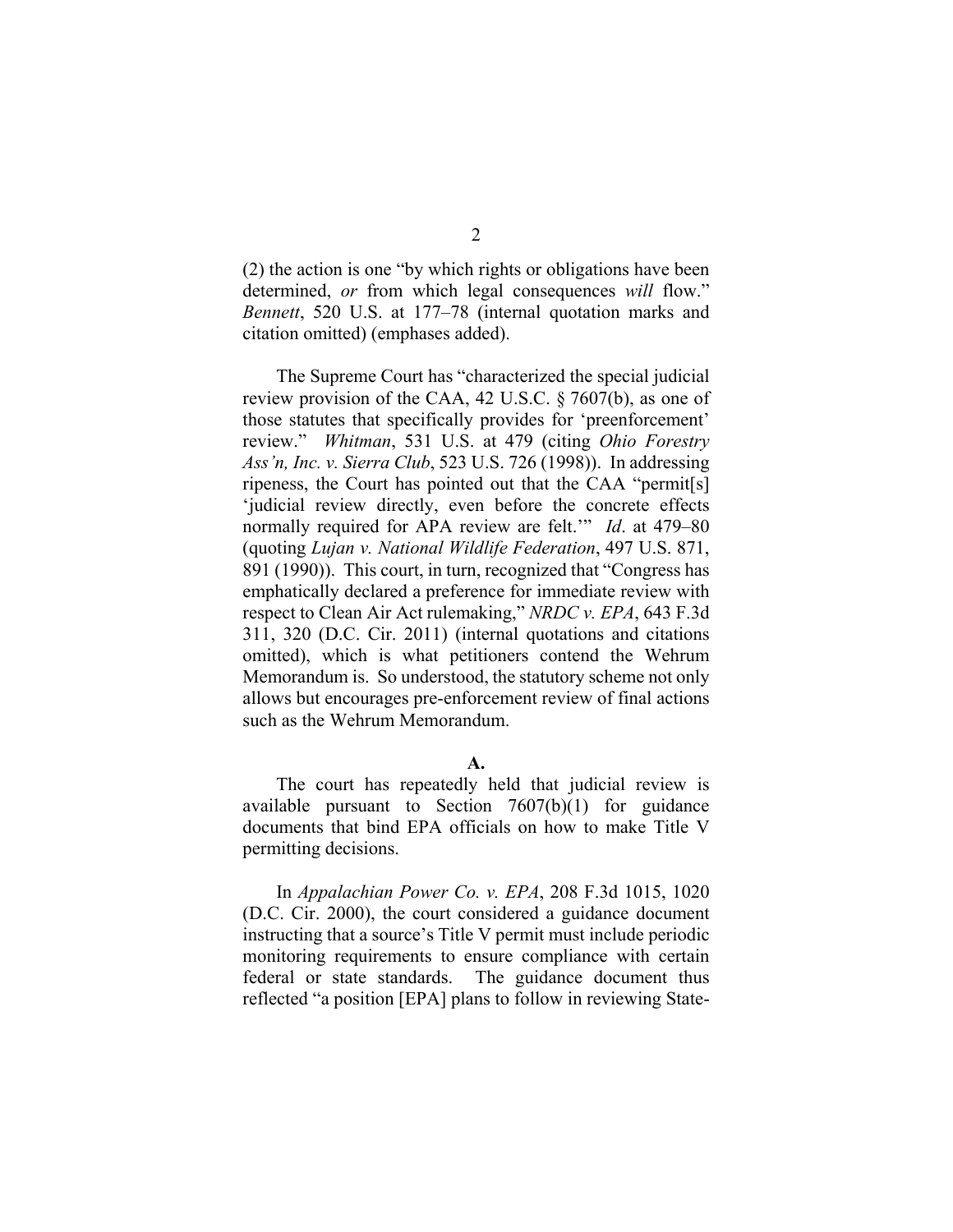(2) the action is one "by which rights or obligations have been determined, *or* from which legal consequences *will* flow." *Bennett*, 520 U.S. at 177–78 (internal quotation marks and citation omitted) (emphases added).

The Supreme Court has "characterized the special judicial review provision of the CAA, 42 U.S.C. § 7607(b), as one of those statutes that specifically provides for 'preenforcement' review." *Whitman*, 531 U.S. at 479 (citing *Ohio Forestry Ass'n, Inc. v. Sierra Club*, 523 U.S. 726 (1998)). In addressing ripeness, the Court has pointed out that the CAA "permit[s] 'judicial review directly, even before the concrete effects normally required for APA review are felt.'" *Id*. at 479–80 (quoting *Lujan v. National Wildlife Federation*, 497 U.S. 871, 891 (1990)). This court, in turn, recognized that "Congress has emphatically declared a preference for immediate review with respect to Clean Air Act rulemaking," *NRDC v. EPA*, 643 F.3d 311, 320 (D.C. Cir. 2011) (internal quotations and citations omitted), which is what petitioners contend the Wehrum Memorandum is. So understood, the statutory scheme not only allows but encourages pre-enforcement review of final actions such as the Wehrum Memorandum.

**A.**

The court has repeatedly held that judicial review is available pursuant to Section 7607(b)(1) for guidance documents that bind EPA officials on how to make Title V permitting decisions.

In *Appalachian Power Co. v. EPA*, 208 F.3d 1015, 1020 (D.C. Cir. 2000), the court considered a guidance document instructing that a source's Title V permit must include periodic monitoring requirements to ensure compliance with certain federal or state standards. The guidance document thus reflected "a position [EPA] plans to follow in reviewing State-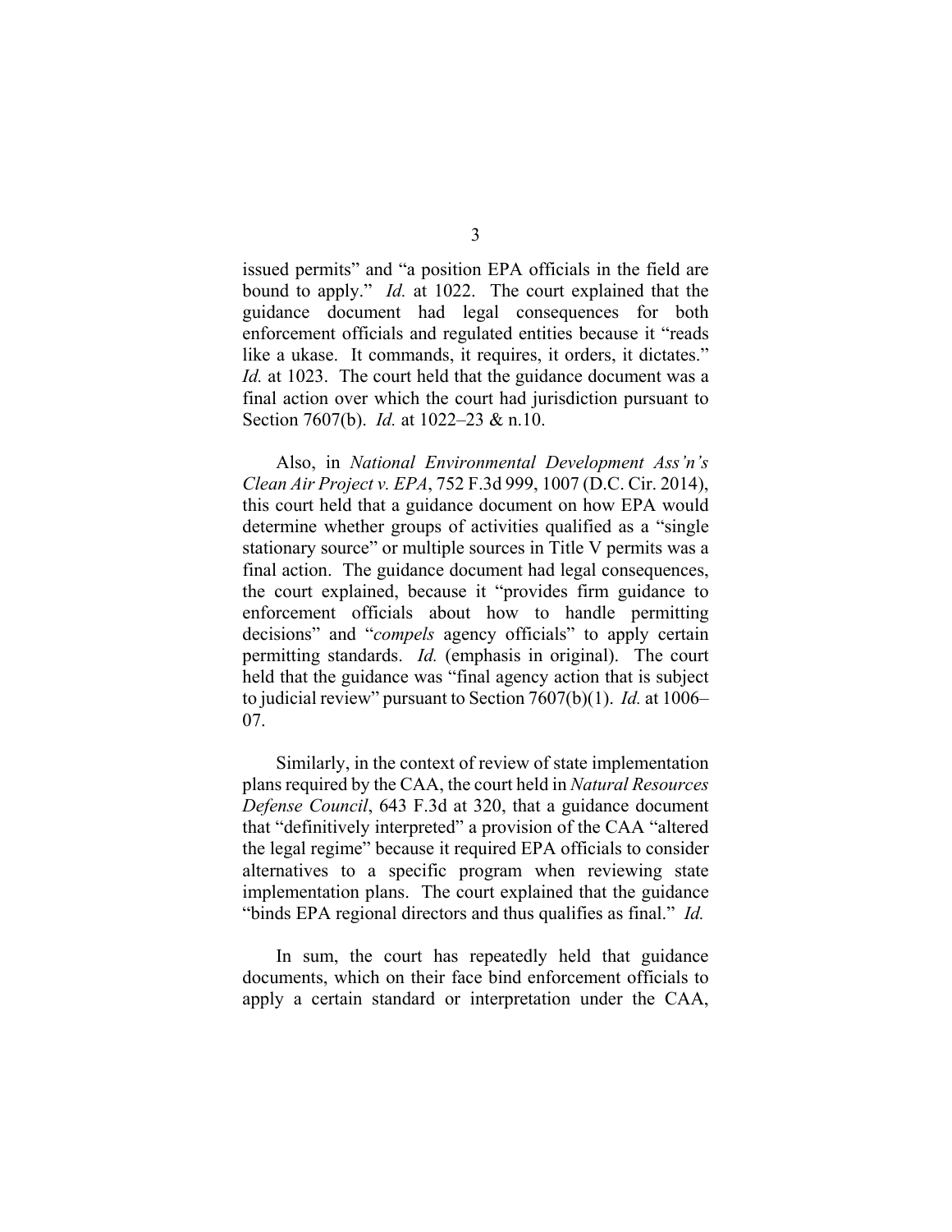issued permits" and "a position EPA officials in the field are bound to apply." *Id.* at 1022. The court explained that the guidance document had legal consequences for both enforcement officials and regulated entities because it "reads like a ukase. It commands, it requires, it orders, it dictates." *Id.* at 1023. The court held that the guidance document was a final action over which the court had jurisdiction pursuant to Section 7607(b). *Id.* at 1022–23 & n.10.

Also, in *National Environmental Development Ass'n's Clean Air Project v. EPA*, 752 F.3d 999, 1007 (D.C. Cir. 2014), this court held that a guidance document on how EPA would determine whether groups of activities qualified as a "single stationary source" or multiple sources in Title V permits was a final action. The guidance document had legal consequences, the court explained, because it "provides firm guidance to enforcement officials about how to handle permitting decisions" and "*compels* agency officials" to apply certain permitting standards. *Id.* (emphasis in original). The court held that the guidance was "final agency action that is subject to judicial review" pursuant to Section 7607(b)(1). *Id.* at 1006–07.

Similarly, in the context of review of state implementation plans required by the CAA, the court held in *Natural Resources Defense Council*, 643 F.3d at 320, that a guidance document that "definitively interpreted" a provision of the CAA "altered the legal regime" because it required EPA officials to consider alternatives to a specific program when reviewing state implementation plans. The court explained that the guidance "binds EPA regional directors and thus qualifies as final." *Id.*

In sum, the court has repeatedly held that guidance documents, which on their face bind enforcement officials to apply a certain standard or interpretation under the CAA,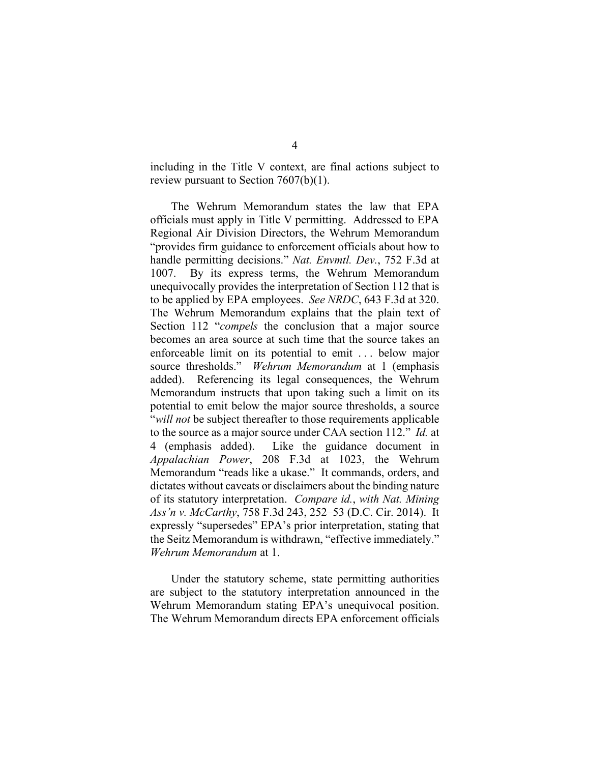including in the Title V context, are final actions subject to review pursuant to Section 7607(b)(1).

The Wehrum Memorandum states the law that EPA officials must apply in Title V permitting. Addressed to EPA Regional Air Division Directors, the Wehrum Memorandum "provides firm guidance to enforcement officials about how to handle permitting decisions." *Nat. Envmtl. Dev.*, 752 F.3d at 1007. By its express terms, the Wehrum Memorandum unequivocally provides the interpretation of Section 112 that is to be applied by EPA employees. *See NRDC*, 643 F.3d at 320. The Wehrum Memorandum explains that the plain text of Section 112 "*compels* the conclusion that a major source becomes an area source at such time that the source takes an enforceable limit on its potential to emit . . . below major source thresholds." *Wehrum Memorandum* at 1 (emphasis added). Referencing its legal consequences, the Wehrum Memorandum instructs that upon taking such a limit on its potential to emit below the major source thresholds, a source "*will not* be subject thereafter to those requirements applicable to the source as a major source under CAA section 112." *Id.* at 4 (emphasis added). Like the guidance document in *Appalachian Power*, 208 F.3d at 1023, the Wehrum Memorandum "reads like a ukase." It commands, orders, and dictates without caveats or disclaimers about the binding nature of its statutory interpretation. *Compare id.*, *with Nat. Mining Ass'n v. McCarthy*, 758 F.3d 243, 252–53 (D.C. Cir. 2014). It expressly "supersedes" EPA's prior interpretation, stating that the Seitz Memorandum is withdrawn, "effective immediately." *Wehrum Memorandum* at 1.

Under the statutory scheme, state permitting authorities are subject to the statutory interpretation announced in the Wehrum Memorandum stating EPA's unequivocal position. The Wehrum Memorandum directs EPA enforcement officials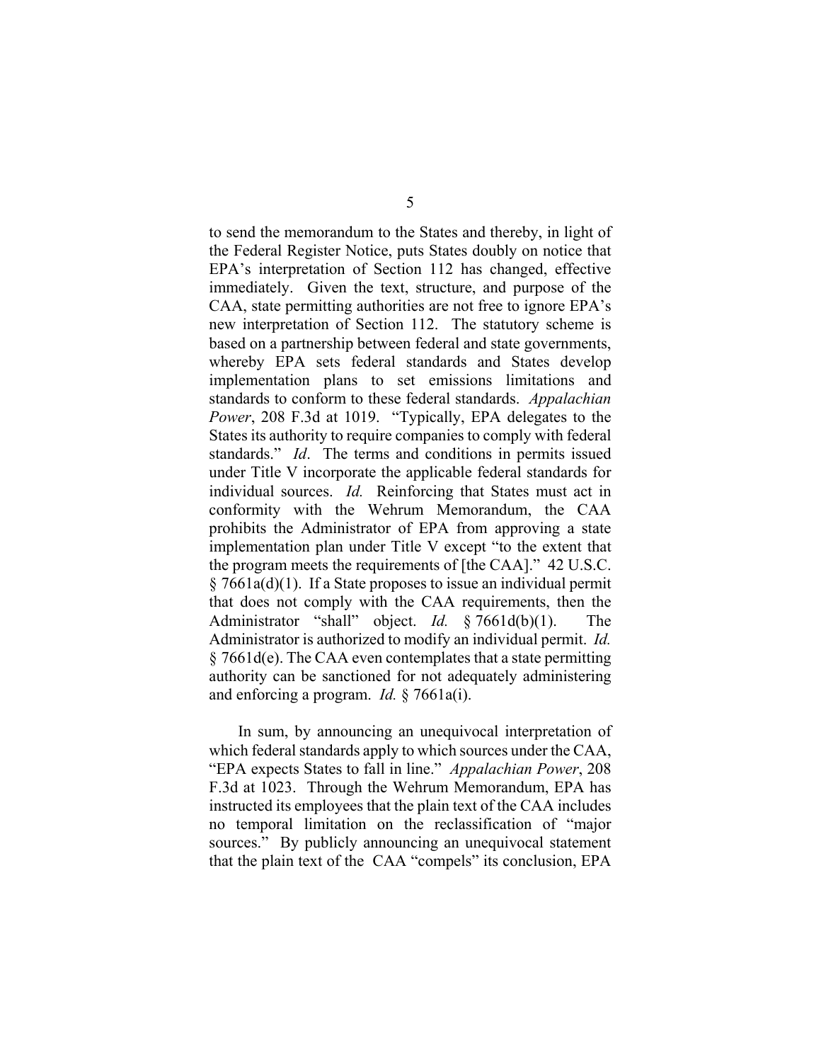to send the memorandum to the States and thereby, in light of the Federal Register Notice, puts States doubly on notice that EPA's interpretation of Section 112 has changed, effective immediately. Given the text, structure, and purpose of the CAA, state permitting authorities are not free to ignore EPA's new interpretation of Section 112. The statutory scheme is based on a partnership between federal and state governments, whereby EPA sets federal standards and States develop implementation plans to set emissions limitations and standards to conform to these federal standards. *Appalachian Power*, 208 F.3d at 1019. "Typically, EPA delegates to the States its authority to require companies to comply with federal standards." *Id*. The terms and conditions in permits issued under Title V incorporate the applicable federal standards for individual sources. *Id.* Reinforcing that States must act in conformity with the Wehrum Memorandum, the CAA prohibits the Administrator of EPA from approving a state implementation plan under Title V except "to the extent that the program meets the requirements of [the CAA]." 42 U.S.C. § 7661a(d)(1). If a State proposes to issue an individual permit that does not comply with the CAA requirements, then the Administrator "shall" object. *Id.* § 7661d(b)(1). The Administrator is authorized to modify an individual permit. *Id.* § 7661d(e). The CAA even contemplates that a state permitting authority can be sanctioned for not adequately administering and enforcing a program. *Id.* § 7661a(i).

In sum, by announcing an unequivocal interpretation of which federal standards apply to which sources under the CAA, "EPA expects States to fall in line." *Appalachian Power*, 208 F.3d at 1023. Through the Wehrum Memorandum, EPA has instructed its employees that the plain text of the CAA includes no temporal limitation on the reclassification of "major sources." By publicly announcing an unequivocal statement that the plain text of the CAA "compels" its conclusion, EPA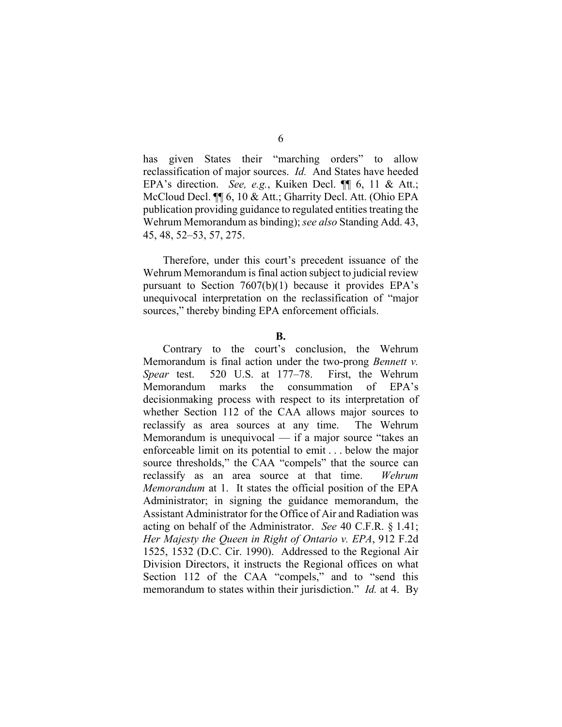has given States their "marching orders" to allow reclassification of major sources. *Id.* And States have heeded EPA's direction. *See, e.g.*, Kuiken Decl. ¶¶ 6, 11 & Att.; McCloud Decl. ¶¶ 6, 10 & Att.; Gharrity Decl. Att. (Ohio EPA publication providing guidance to regulated entities treating the Wehrum Memorandum as binding); *see also* Standing Add. 43, 45, 48, 52–53, 57, 275.

Therefore, under this court's precedent issuance of the Wehrum Memorandum is final action subject to judicial review pursuant to Section 7607(b)(1) because it provides EPA's unequivocal interpretation on the reclassification of "major sources," thereby binding EPA enforcement officials.

**B.**

Contrary to the court's conclusion, the Wehrum Memorandum is final action under the two-prong *Bennett v. Spear* test. 520 U.S. at 177–78. First, the Wehrum Memorandum marks the consummation of EPA's decisionmaking process with respect to its interpretation of whether Section 112 of the CAA allows major sources to reclassify as area sources at any time. The Wehrum Memorandum is unequivocal — if a major source "takes an enforceable limit on its potential to emit . . . below the major source thresholds," the CAA "compels" that the source can reclassify as an area source at that time. *Wehrum Memorandum* at 1. It states the official position of the EPA Administrator; in signing the guidance memorandum, the Assistant Administrator for the Office of Air and Radiation was acting on behalf of the Administrator. *See* 40 C.F.R. § 1.41; *Her Majesty the Queen in Right of Ontario v. EPA*, 912 F.2d 1525, 1532 (D.C. Cir. 1990). Addressed to the Regional Air Division Directors, it instructs the Regional offices on what Section 112 of the CAA "compels," and to "send this memorandum to states within their jurisdiction." *Id.* at 4. By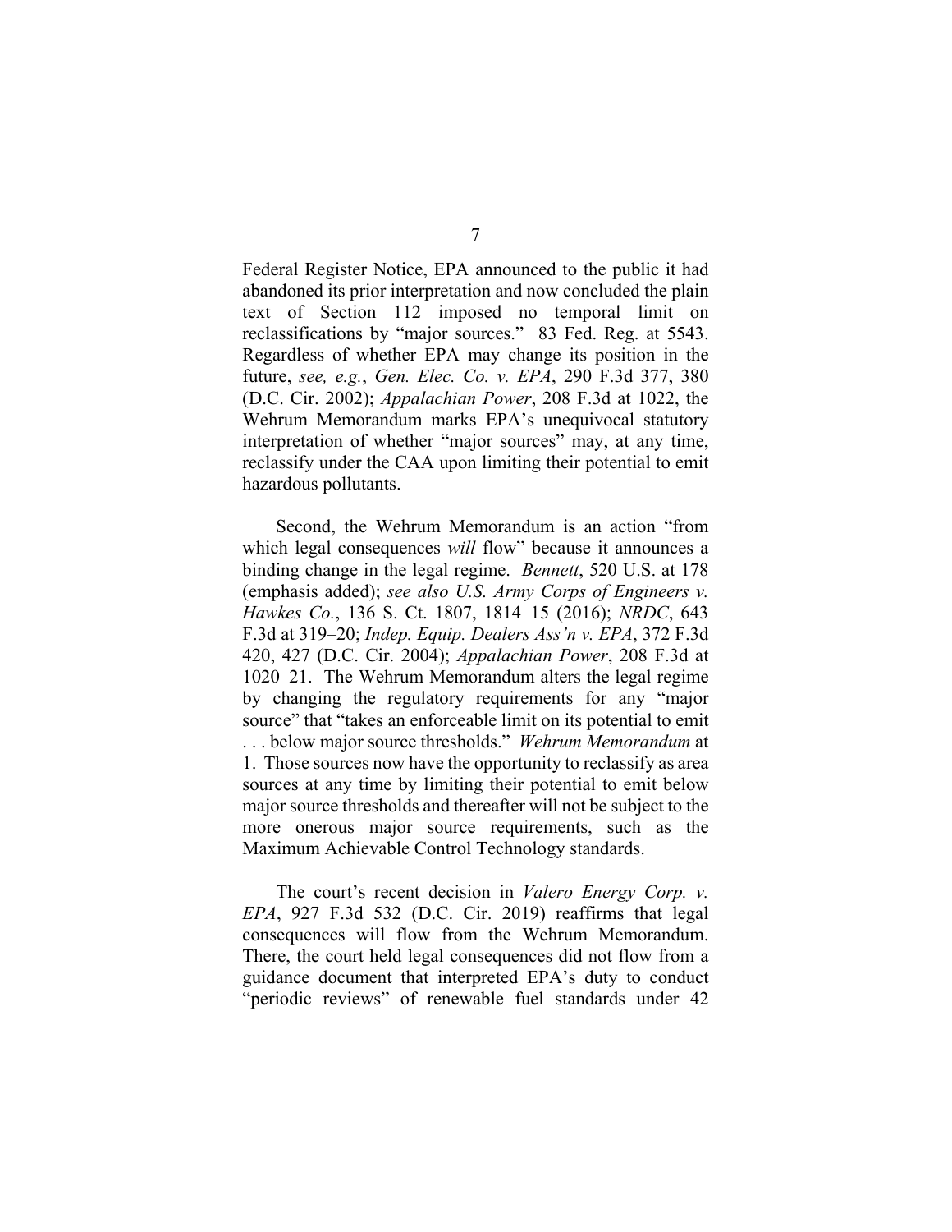Federal Register Notice, EPA announced to the public it had abandoned its prior interpretation and now concluded the plain text of Section 112 imposed no temporal limit on reclassifications by "major sources." 83 Fed. Reg. at 5543. Regardless of whether EPA may change its position in the future, *see, e.g.*, *Gen. Elec. Co. v. EPA*, 290 F.3d 377, 380 (D.C. Cir. 2002); *Appalachian Power*, 208 F.3d at 1022, the Wehrum Memorandum marks EPA's unequivocal statutory interpretation of whether "major sources" may, at any time, reclassify under the CAA upon limiting their potential to emit hazardous pollutants.

Second, the Wehrum Memorandum is an action "from which legal consequences *will* flow" because it announces a binding change in the legal regime. *Bennett*, 520 U.S. at 178 (emphasis added); *see also U.S. Army Corps of Engineers v. Hawkes Co.*, 136 S. Ct. 1807, 1814–15 (2016); *NRDC*, 643 F.3d at 319–20; *Indep. Equip. Dealers Ass'n v. EPA*, 372 F.3d 420, 427 (D.C. Cir. 2004); *Appalachian Power*, 208 F.3d at 1020–21. The Wehrum Memorandum alters the legal regime by changing the regulatory requirements for any "major source" that "takes an enforceable limit on its potential to emit . . . below major source thresholds." *Wehrum Memorandum* at 1. Those sources now have the opportunity to reclassify as area sources at any time by limiting their potential to emit below major source thresholds and thereafter will not be subject to the more onerous major source requirements, such as the Maximum Achievable Control Technology standards.

The court's recent decision in *Valero Energy Corp. v. EPA*, 927 F.3d 532 (D.C. Cir. 2019) reaffirms that legal consequences will flow from the Wehrum Memorandum. There, the court held legal consequences did not flow from a guidance document that interpreted EPA's duty to conduct "periodic reviews" of renewable fuel standards under 42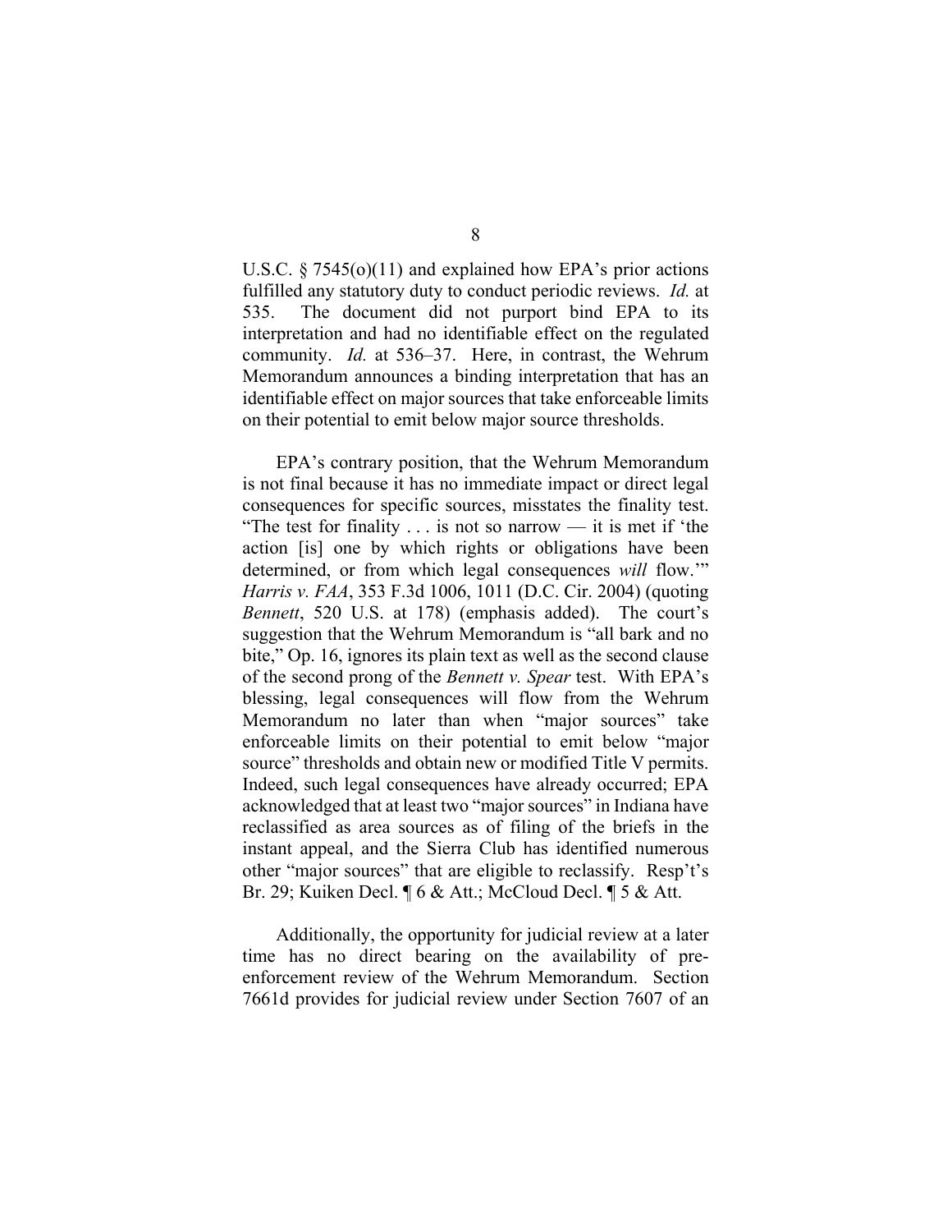U.S.C. § 7545(o)(11) and explained how EPA's prior actions fulfilled any statutory duty to conduct periodic reviews. *Id.* at 535. The document did not purport bind EPA to its interpretation and had no identifiable effect on the regulated community. *Id.* at 536–37. Here, in contrast, the Wehrum Memorandum announces a binding interpretation that has an identifiable effect on major sources that take enforceable limits on their potential to emit below major source thresholds.

EPA's contrary position, that the Wehrum Memorandum is not final because it has no immediate impact or direct legal consequences for specific sources, misstates the finality test. "The test for finality . . . is not so narrow — it is met if 'the action [is] one by which rights or obligations have been determined, or from which legal consequences *will* flow.'" *Harris v. FAA*, 353 F.3d 1006, 1011 (D.C. Cir. 2004) (quoting *Bennett*, 520 U.S. at 178) (emphasis added). The court's suggestion that the Wehrum Memorandum is "all bark and no bite," Op. 16, ignores its plain text as well as the second clause of the second prong of the *Bennett v. Spear* test. With EPA's blessing, legal consequences will flow from the Wehrum Memorandum no later than when "major sources" take enforceable limits on their potential to emit below "major source" thresholds and obtain new or modified Title V permits. Indeed, such legal consequences have already occurred; EPA acknowledged that at least two "major sources" in Indiana have reclassified as area sources as of filing of the briefs in the instant appeal, and the Sierra Club has identified numerous other "major sources" that are eligible to reclassify. Resp't's Br. 29; Kuiken Decl. ¶ 6 & Att.; McCloud Decl. ¶ 5 & Att.

Additionally, the opportunity for judicial review at a later time has no direct bearing on the availability of pre-enforcement review of the Wehrum Memorandum. Section 7661d provides for judicial review under Section 7607 of an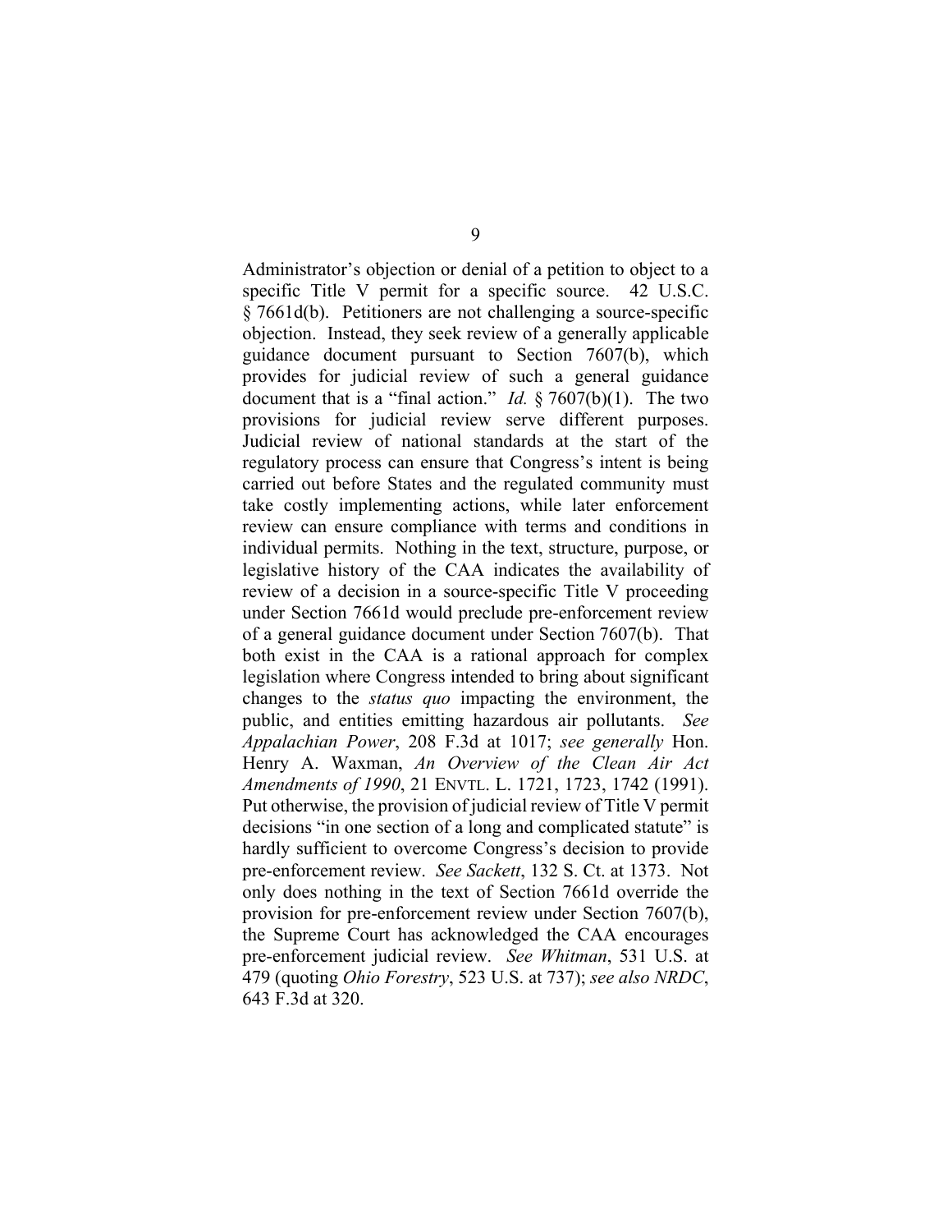Administrator's objection or denial of a petition to object to a specific Title V permit for a specific source. 42 U.S.C. § 7661d(b). Petitioners are not challenging a source-specific objection. Instead, they seek review of a generally applicable guidance document pursuant to Section 7607(b), which provides for judicial review of such a general guidance document that is a "final action." *Id.* § 7607(b)(1). The two provisions for judicial review serve different purposes. Judicial review of national standards at the start of the regulatory process can ensure that Congress's intent is being carried out before States and the regulated community must take costly implementing actions, while later enforcement review can ensure compliance with terms and conditions in individual permits. Nothing in the text, structure, purpose, or legislative history of the CAA indicates the availability of review of a decision in a source-specific Title V proceeding under Section 7661d would preclude pre-enforcement review of a general guidance document under Section 7607(b). That both exist in the CAA is a rational approach for complex legislation where Congress intended to bring about significant changes to the *status quo* impacting the environment, the public, and entities emitting hazardous air pollutants. *See Appalachian Power*, 208 F.3d at 1017; *see generally* Hon. Henry A. Waxman, *An Overview of the Clean Air Act Amendments of 1990*, 21 ENVTL. L. 1721, 1723, 1742 (1991). Put otherwise, the provision of judicial review of Title V permit decisions "in one section of a long and complicated statute" is hardly sufficient to overcome Congress's decision to provide pre-enforcement review. *See Sackett*, 132 S. Ct. at 1373. Not only does nothing in the text of Section 7661d override the provision for pre-enforcement review under Section 7607(b), the Supreme Court has acknowledged the CAA encourages pre-enforcement judicial review. *See Whitman*, 531 U.S. at 479 (quoting *Ohio Forestry*, 523 U.S. at 737); *see also NRDC*, 643 F.3d at 320.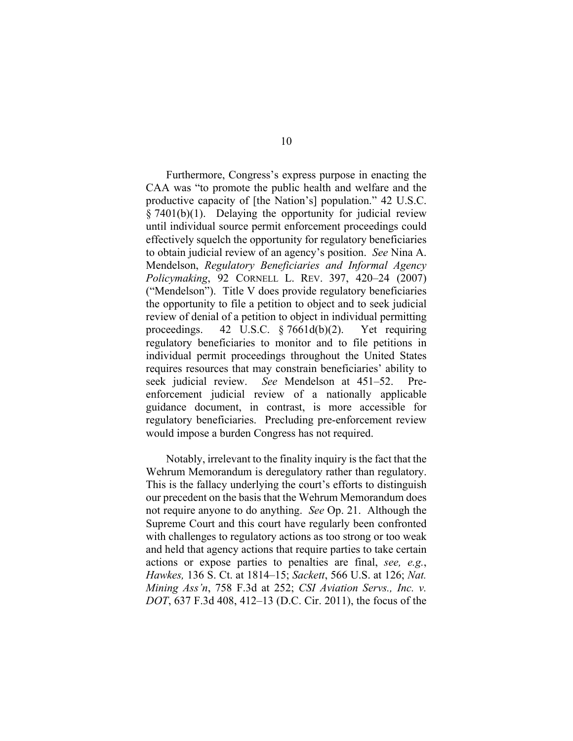Furthermore, Congress's express purpose in enacting the CAA was "to promote the public health and welfare and the productive capacity of [the Nation's] population." 42 U.S.C. § 7401(b)(1). Delaying the opportunity for judicial review until individual source permit enforcement proceedings could effectively squelch the opportunity for regulatory beneficiaries to obtain judicial review of an agency's position. *See* Nina A. Mendelson, *Regulatory Beneficiaries and Informal Agency Policymaking*, 92 CORNELL L. REV. 397, 420–24 (2007) ("Mendelson"). Title V does provide regulatory beneficiaries the opportunity to file a petition to object and to seek judicial review of denial of a petition to object in individual permitting proceedings. 42 U.S.C. § 7661d(b)(2). Yet requiring regulatory beneficiaries to monitor and to file petitions in individual permit proceedings throughout the United States requires resources that may constrain beneficiaries' ability to seek judicial review. *See* Mendelson at 451–52. Pre-enforcement judicial review of a nationally applicable guidance document, in contrast, is more accessible for regulatory beneficiaries. Precluding pre-enforcement review would impose a burden Congress has not required.

Notably, irrelevant to the finality inquiry is the fact that the Wehrum Memorandum is deregulatory rather than regulatory. This is the fallacy underlying the court's efforts to distinguish our precedent on the basis that the Wehrum Memorandum does not require anyone to do anything. *See* Op. 21. Although the Supreme Court and this court have regularly been confronted with challenges to regulatory actions as too strong or too weak and held that agency actions that require parties to take certain actions or expose parties to penalties are final, *see, e.g.*, *Hawkes,* 136 S. Ct. at 1814–15; *Sackett*, 566 U.S. at 126; *Nat. Mining Ass'n*, 758 F.3d at 252; *CSI Aviation Servs., Inc. v. DOT*, 637 F.3d 408, 412–13 (D.C. Cir. 2011), the focus of the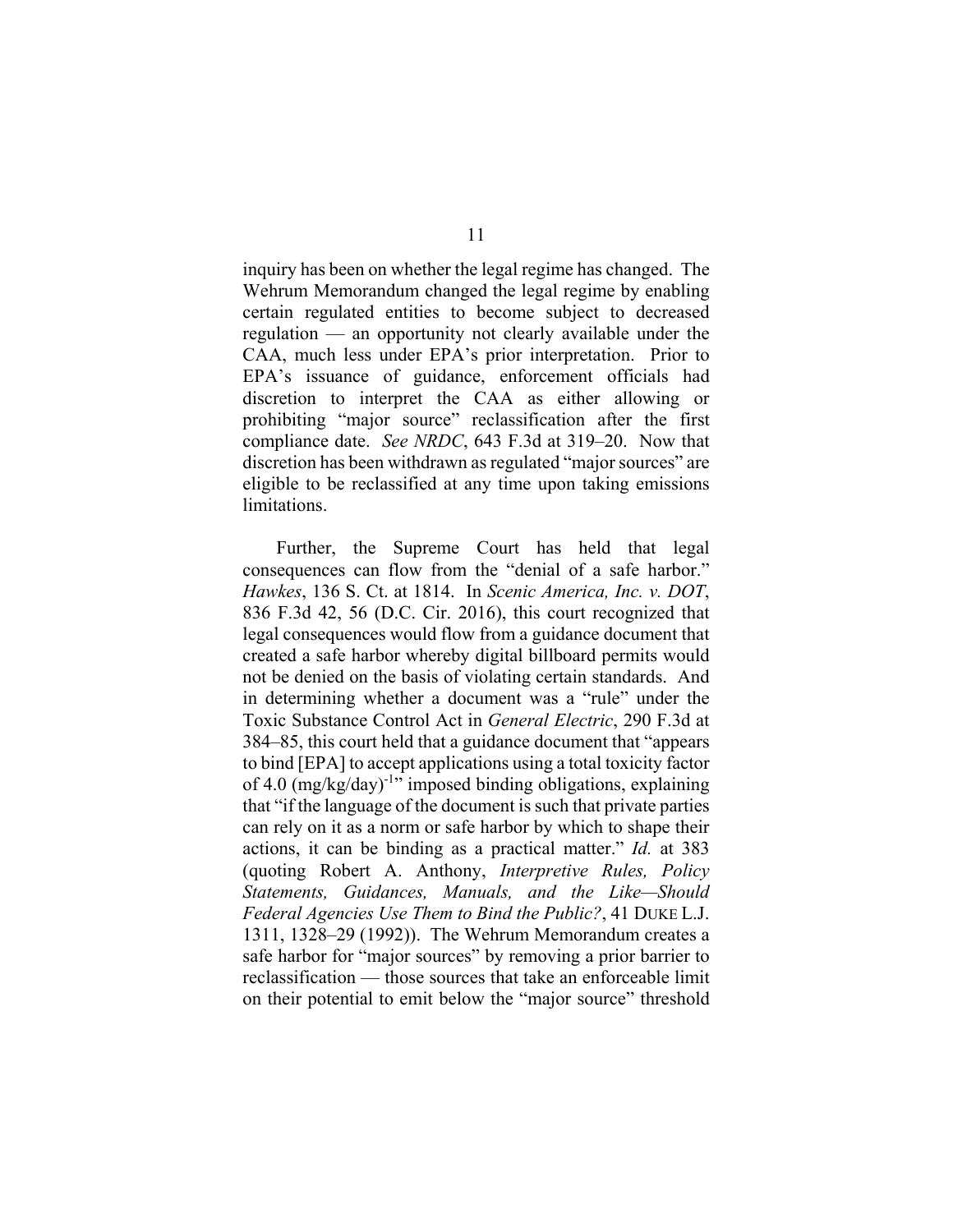inquiry has been on whether the legal regime has changed. The Wehrum Memorandum changed the legal regime by enabling certain regulated entities to become subject to decreased regulation — an opportunity not clearly available under the CAA, much less under EPA's prior interpretation. Prior to EPA's issuance of guidance, enforcement officials had discretion to interpret the CAA as either allowing or prohibiting "major source" reclassification after the first compliance date. *See NRDC*, 643 F.3d at 319–20. Now that discretion has been withdrawn as regulated "major sources" are eligible to be reclassified at any time upon taking emissions limitations.

Further, the Supreme Court has held that legal consequences can flow from the "denial of a safe harbor." *Hawkes*, 136 S. Ct. at 1814. In *Scenic America, Inc. v. DOT*, 836 F.3d 42, 56 (D.C. Cir. 2016), this court recognized that legal consequences would flow from a guidance document that created a safe harbor whereby digital billboard permits would not be denied on the basis of violating certain standards. And in determining whether a document was a "rule" under the Toxic Substance Control Act in *General Electric*, 290 F.3d at 384–85, this court held that a guidance document that "appears to bind [EPA] to accept applications using a total toxicity factor of 4.0 $(mg/kg/day)^{-1}$" imposed binding obligations, explaining that "if the language of the document is such that private parties can rely on it as a norm or safe harbor by which to shape their actions, it can be binding as a practical matter." *Id.* at 383 (quoting Robert A. Anthony, *Interpretive Rules, Policy Statements, Guidances, Manuals, and the Like—Should Federal Agencies Use Them to Bind the Public?*, 41 DUKE L.J. 1311, 1328–29 (1992)). The Wehrum Memorandum creates a safe harbor for "major sources" by removing a prior barrier to reclassification — those sources that take an enforceable limit on their potential to emit below the "major source" threshold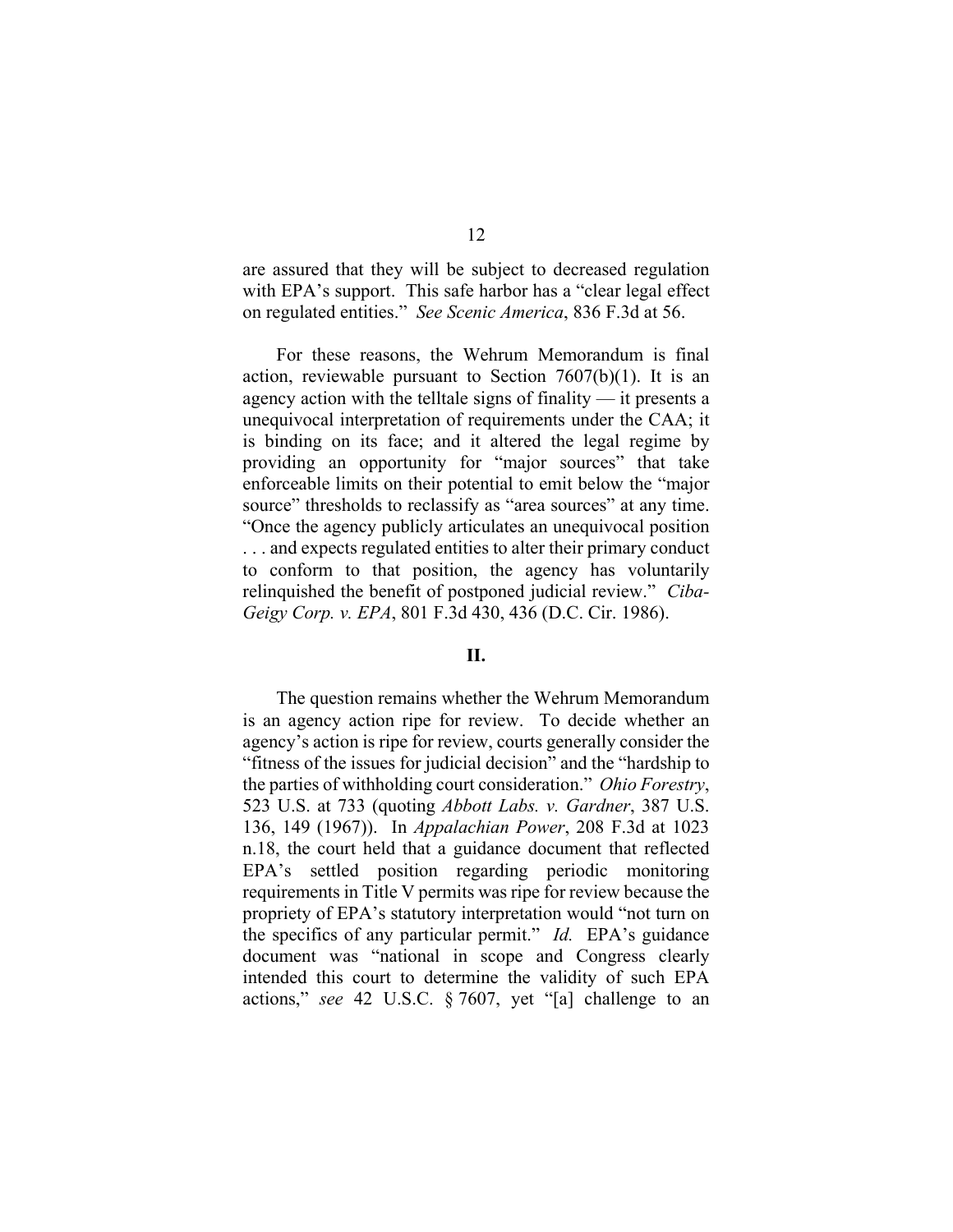are assured that they will be subject to decreased regulation with EPA's support. This safe harbor has a "clear legal effect on regulated entities." *See Scenic America*, 836 F.3d at 56.

For these reasons, the Wehrum Memorandum is final action, reviewable pursuant to Section 7607(b)(1). It is an agency action with the telltale signs of finality — it presents a unequivocal interpretation of requirements under the CAA; it is binding on its face; and it altered the legal regime by providing an opportunity for "major sources" that take enforceable limits on their potential to emit below the "major source" thresholds to reclassify as "area sources" at any time. "Once the agency publicly articulates an unequivocal position . . . and expects regulated entities to alter their primary conduct to conform to that position, the agency has voluntarily relinquished the benefit of postponed judicial review." *Ciba-Geigy Corp. v. EPA*, 801 F.3d 430, 436 (D.C. Cir. 1986).

## II.

The question remains whether the Wehrum Memorandum is an agency action ripe for review. To decide whether an agency's action is ripe for review, courts generally consider the "fitness of the issues for judicial decision" and the "hardship to the parties of withholding court consideration." *Ohio Forestry*, 523 U.S. at 733 (quoting *Abbott Labs. v. Gardner*, 387 U.S. 136, 149 (1967)). In *Appalachian Power*, 208 F.3d at 1023 n.18, the court held that a guidance document that reflected EPA's settled position regarding periodic monitoring requirements in Title V permits was ripe for review because the propriety of EPA's statutory interpretation would "not turn on the specifics of any particular permit." *Id.* EPA's guidance document was "national in scope and Congress clearly intended this court to determine the validity of such EPA actions," *see* 42 U.S.C. § 7607, yet "[a] challenge to an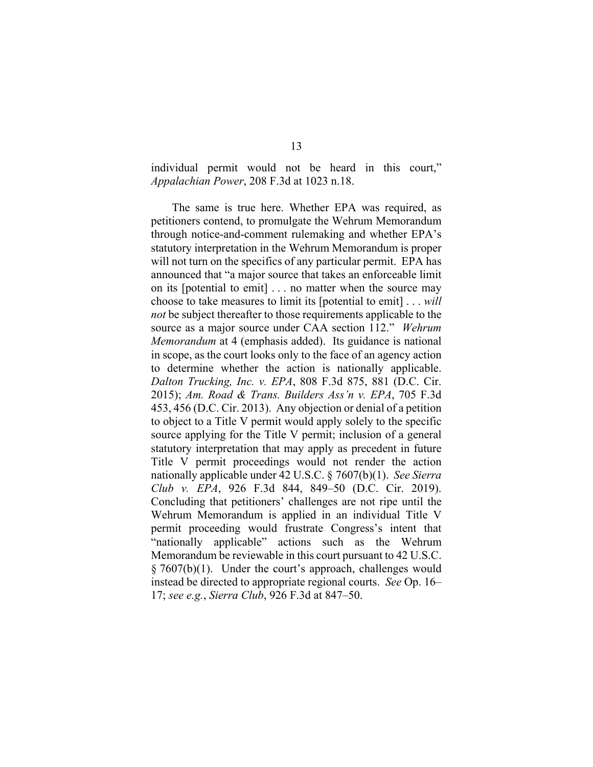individual permit would not be heard in this court," *Appalachian Power*, 208 F.3d at 1023 n.18.

The same is true here. Whether EPA was required, as petitioners contend, to promulgate the Wehrum Memorandum through notice-and-comment rulemaking and whether EPA's statutory interpretation in the Wehrum Memorandum is proper will not turn on the specifics of any particular permit. EPA has announced that "a major source that takes an enforceable limit on its [potential to emit] . . . no matter when the source may choose to take measures to limit its [potential to emit] . . . *will not* be subject thereafter to those requirements applicable to the source as a major source under CAA section 112." *Wehrum Memorandum* at 4 (emphasis added). Its guidance is national in scope, as the court looks only to the face of an agency action to determine whether the action is nationally applicable. *Dalton Trucking, Inc. v. EPA*, 808 F.3d 875, 881 (D.C. Cir. 2015); *Am. Road & Trans. Builders Ass'n v. EPA*, 705 F.3d 453, 456 (D.C. Cir. 2013). Any objection or denial of a petition to object to a Title V permit would apply solely to the specific source applying for the Title V permit; inclusion of a general statutory interpretation that may apply as precedent in future Title V permit proceedings would not render the action nationally applicable under 42 U.S.C. § 7607(b)(1). *See Sierra Club v. EPA*, 926 F.3d 844, 849–50 (D.C. Cir. 2019). Concluding that petitioners' challenges are not ripe until the Wehrum Memorandum is applied in an individual Title V permit proceeding would frustrate Congress's intent that "nationally applicable" actions such as the Wehrum Memorandum be reviewable in this court pursuant to 42 U.S.C. § 7607(b)(1). Under the court's approach, challenges would instead be directed to appropriate regional courts. *See* Op. 16–17; *see e.g.*, *Sierra Club*, 926 F.3d at 847–50.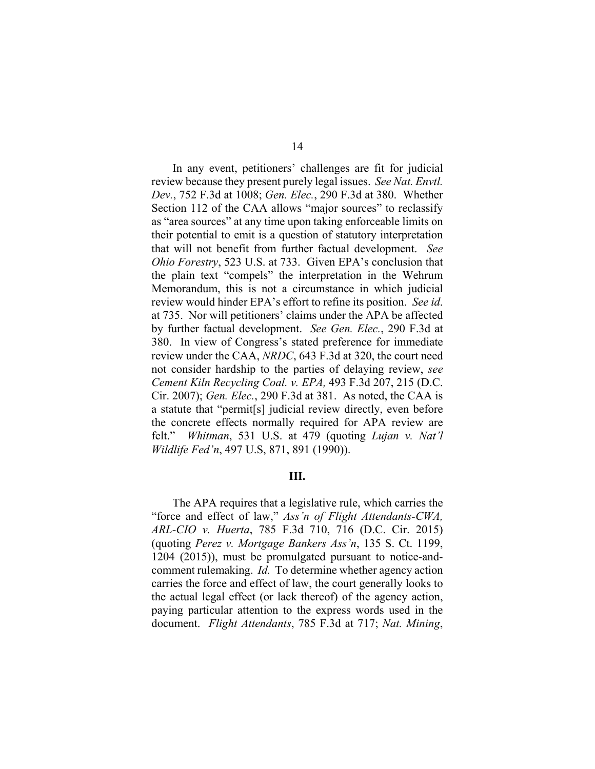In any event, petitioners' challenges are fit for judicial review because they present purely legal issues. *See Nat. Envtl. Dev.*, 752 F.3d at 1008; *Gen. Elec.*, 290 F.3d at 380. Whether Section 112 of the CAA allows "major sources" to reclassify as "area sources" at any time upon taking enforceable limits on their potential to emit is a question of statutory interpretation that will not benefit from further factual development. *See Ohio Forestry*, 523 U.S. at 733. Given EPA's conclusion that the plain text "compels" the interpretation in the Wehrum Memorandum, this is not a circumstance in which judicial review would hinder EPA's effort to refine its position. *See id*. at 735. Nor will petitioners' claims under the APA be affected by further factual development. *See Gen. Elec.*, 290 F.3d at 380. In view of Congress's stated preference for immediate review under the CAA, *NRDC*, 643 F.3d at 320, the court need not consider hardship to the parties of delaying review, *see Cement Kiln Recycling Coal. v. EPA,* 493 F.3d 207, 215 (D.C. Cir. 2007); *Gen. Elec.*, 290 F.3d at 381. As noted, the CAA is a statute that "permit[s] judicial review directly, even before the concrete effects normally required for APA review are felt." *Whitman*, 531 U.S. at 479 (quoting *Lujan v. Nat'l Wildlife Fed'n*, 497 U.S, 871, 891 (1990)).

**III.**

The APA requires that a legislative rule, which carries the "force and effect of law," *Ass'n of Flight Attendants-CWA, ARL-CIO v. Huerta*, 785 F.3d 710, 716 (D.C. Cir. 2015) (quoting *Perez v. Mortgage Bankers Ass'n*, 135 S. Ct. 1199, 1204 (2015)), must be promulgated pursuant to notice-and-comment rulemaking. *Id.* To determine whether agency action carries the force and effect of law, the court generally looks to the actual legal effect (or lack thereof) of the agency action, paying particular attention to the express words used in the document. *Flight Attendants*, 785 F.3d at 717; *Nat. Mining*,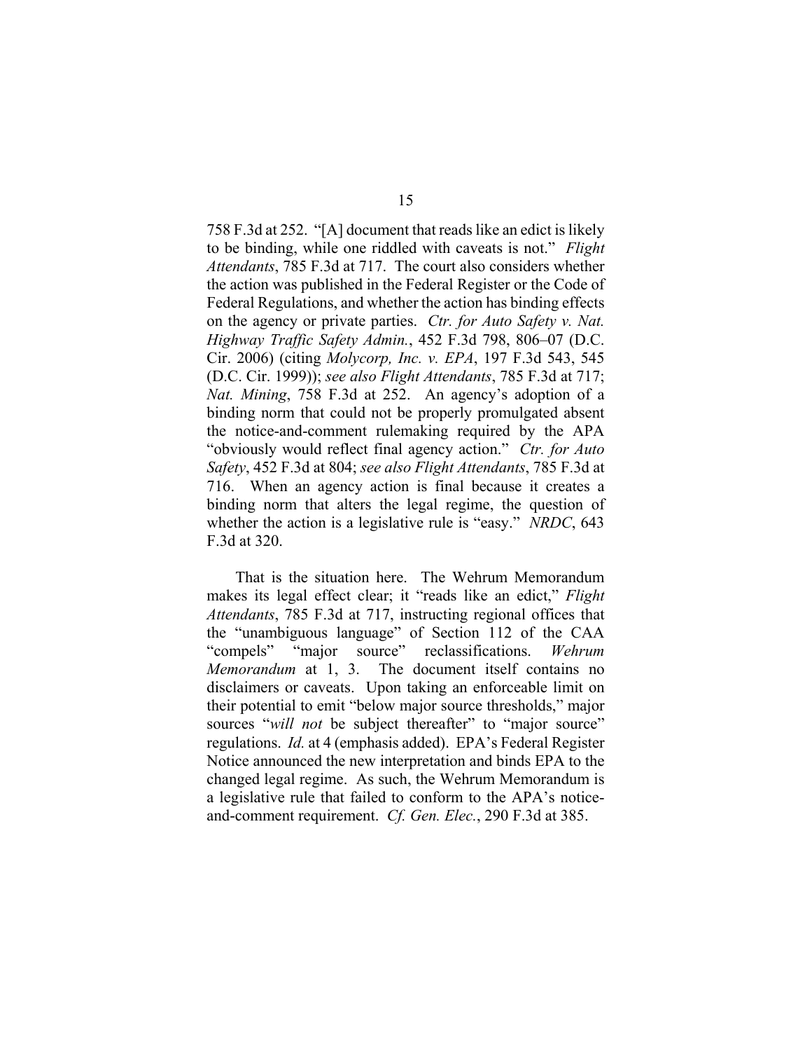758 F.3d at 252. "[A] document that reads like an edict is likely to be binding, while one riddled with caveats is not." *Flight Attendants*, 785 F.3d at 717. The court also considers whether the action was published in the Federal Register or the Code of Federal Regulations, and whether the action has binding effects on the agency or private parties. *Ctr. for Auto Safety v. Nat. Highway Traffic Safety Admin.*, 452 F.3d 798, 806–07 (D.C. Cir. 2006) (citing *Molycorp, Inc. v. EPA*, 197 F.3d 543, 545 (D.C. Cir. 1999)); *see also Flight Attendants*, 785 F.3d at 717; *Nat. Mining*, 758 F.3d at 252. An agency's adoption of a binding norm that could not be properly promulgated absent the notice-and-comment rulemaking required by the APA "obviously would reflect final agency action." *Ctr. for Auto Safety*, 452 F.3d at 804; *see also Flight Attendants*, 785 F.3d at 716. When an agency action is final because it creates a binding norm that alters the legal regime, the question of whether the action is a legislative rule is "easy." *NRDC*, 643 F.3d at 320.

That is the situation here. The Wehrum Memorandum makes its legal effect clear; it "reads like an edict," *Flight Attendants*, 785 F.3d at 717, instructing regional offices that the "unambiguous language" of Section 112 of the CAA "compels" "major source" reclassifications. *Wehrum Memorandum* at 1, 3. The document itself contains no disclaimers or caveats. Upon taking an enforceable limit on their potential to emit "below major source thresholds," major sources "*will not* be subject thereafter" to "major source" regulations. *Id.* at 4 (emphasis added). EPA's Federal Register Notice announced the new interpretation and binds EPA to the changed legal regime. As such, the Wehrum Memorandum is a legislative rule that failed to conform to the APA's notice-and-comment requirement. *Cf. Gen. Elec.*, 290 F.3d at 385.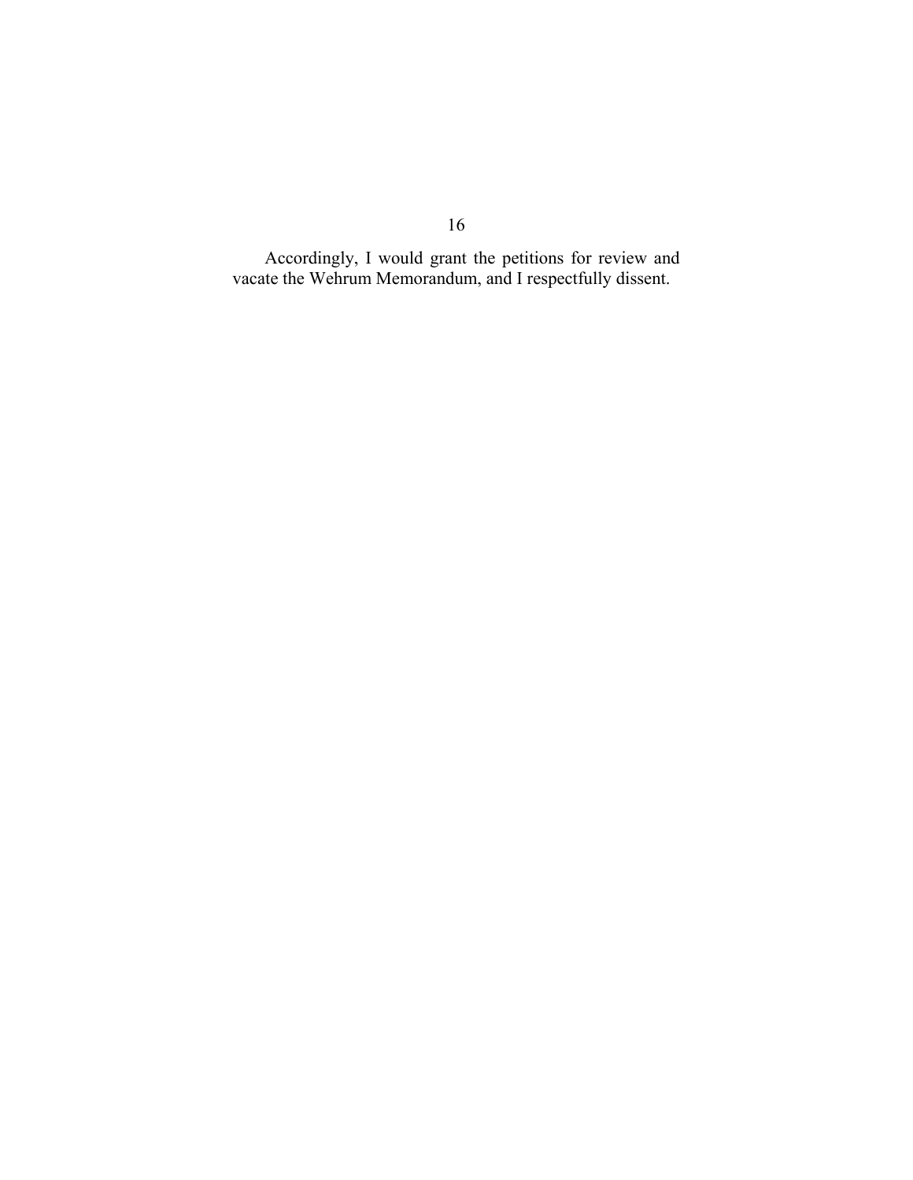Accordingly, I would grant the petitions for review and vacate the Wehrum Memorandum, and I respectfully dissent.